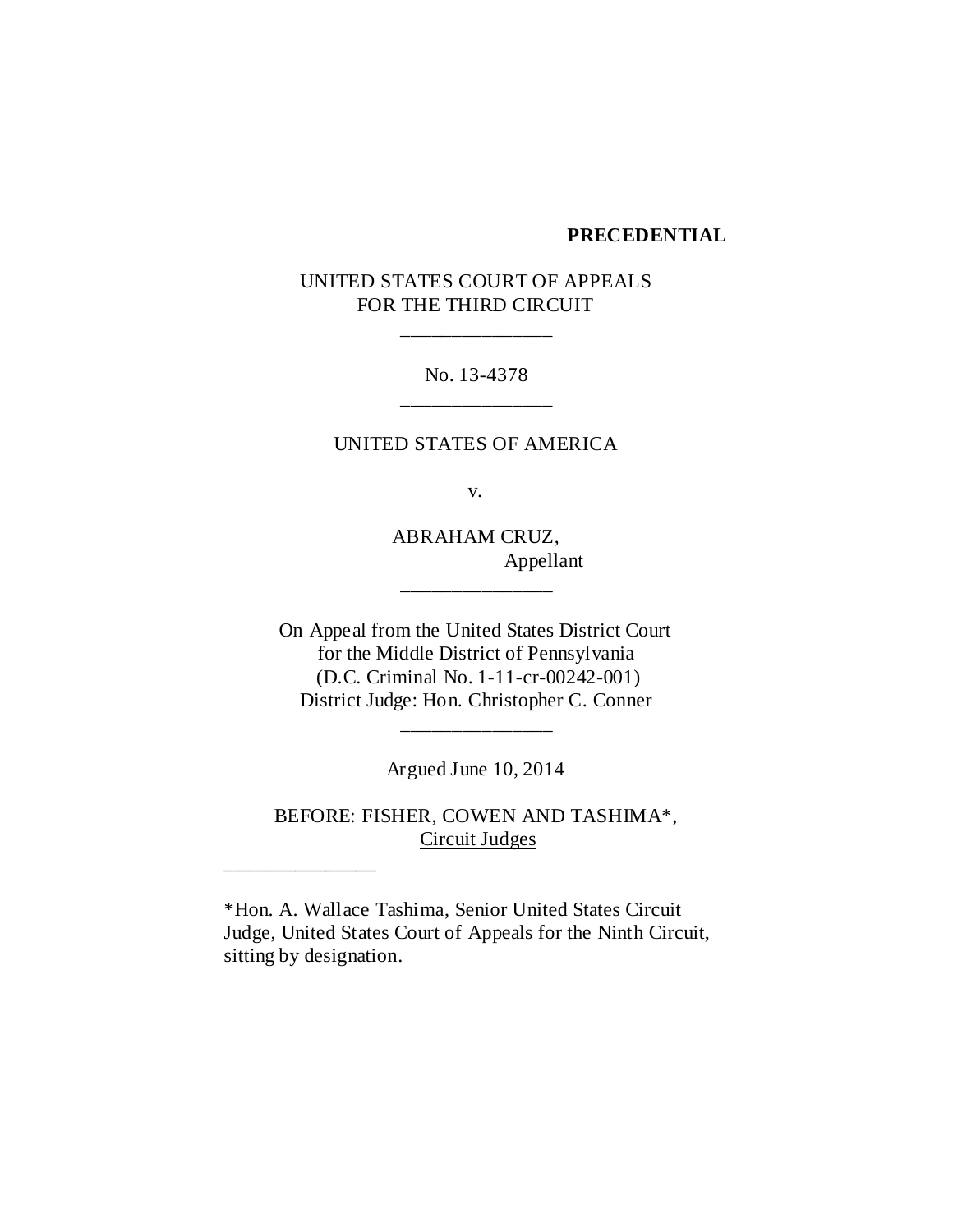**PRECEDENTIAL**

UNITED STATES COURT OF APPEALS
FOR THE THIRD CIRCUIT

\_\_\_\_\_\_\_\_\_\_\_\_\_\_\_

No. 13-4378

\_\_\_\_\_\_\_\_\_\_\_\_\_\_\_

UNITED STATES OF AMERICA

v.

ABRAHAM CRUZ,
Appellant

\_\_\_\_\_\_\_\_\_\_\_\_\_\_\_

On Appeal from the United States District Court
for the Middle District of Pennsylvania
(D.C. Criminal No. 1-11-cr-00242-001)
District Judge: Hon. Christopher C. Conner

\_\_\_\_\_\_\_\_\_\_\_\_\_\_\_

Argued June 10, 2014

BEFORE: FISHER, COWEN AND TASHIMA*,
Circuit Judges

\_\_\_\_\_\_\_\_\_\_\_\_\_\_\_

*Hon. A. Wallace Tashima, Senior United States Circuit Judge, United States Court of Appeals for the Ninth Circuit, sitting by designation.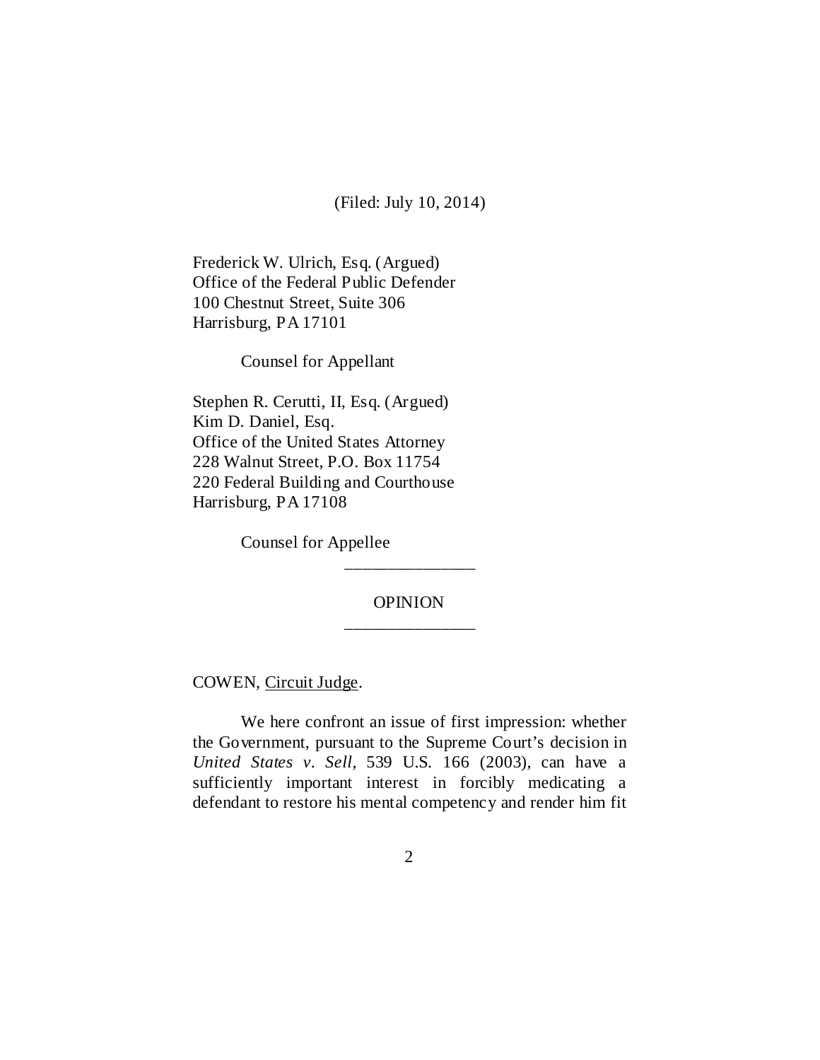(Filed: July 10, 2014)

Frederick W. Ulrich, Esq. (Argued)
Office of the Federal Public Defender
100 Chestnut Street, Suite 306
Harrisburg, PA 17101

Counsel for Appellant

Stephen R. Cerutti, II, Esq. (Argued)
Kim D. Daniel, Esq.
Office of the United States Attorney
228 Walnut Street, P.O. Box 11754
220 Federal Building and Courthouse
Harrisburg, PA 17108

Counsel for Appellee

---

OPINION

---

COWEN, Circuit Judge.

We here confront an issue of first impression: whether the Government, pursuant to the Supreme Court's decision in *United States v. Sell*, 539 U.S. 166 (2003), can have a sufficiently important interest in forcibly medicating a defendant to restore his mental competency and render him fit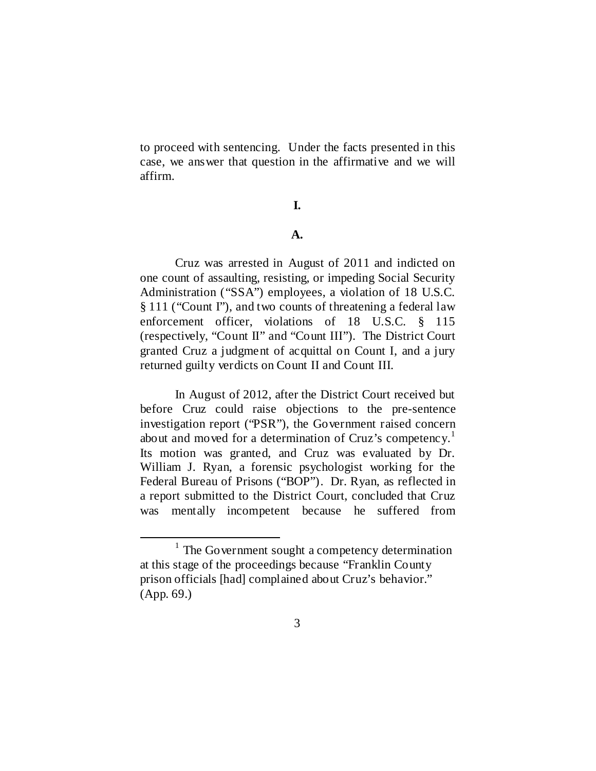to proceed with sentencing. Under the facts presented in this case, we answer that question in the affirmative and we will affirm.

**I.**

**A.**

Cruz was arrested in August of 2011 and indicted on one count of assaulting, resisting, or impeding Social Security Administration ("SSA") employees, a violation of 18 U.S.C. § 111 ("Count I"), and two counts of threatening a federal law enforcement officer, violations of 18 U.S.C. § 115 (respectively, "Count II" and "Count III"). The District Court granted Cruz a judgment of acquittal on Count I, and a jury returned guilty verdicts on Count II and Count III.

In August of 2012, after the District Court received but before Cruz could raise objections to the pre-sentence investigation report ("PSR"), the Government raised concern about and moved for a determination of Cruz's competency.[1] Its motion was granted, and Cruz was evaluated by Dr. William J. Ryan, a forensic psychologist working for the Federal Bureau of Prisons ("BOP"). Dr. Ryan, as reflected in a report submitted to the District Court, concluded that Cruz was mentally incompetent because he suffered from

[1] The Government sought a competency determination at this stage of the proceedings because "Franklin County prison officials [had] complained about Cruz's behavior." (App. 69.)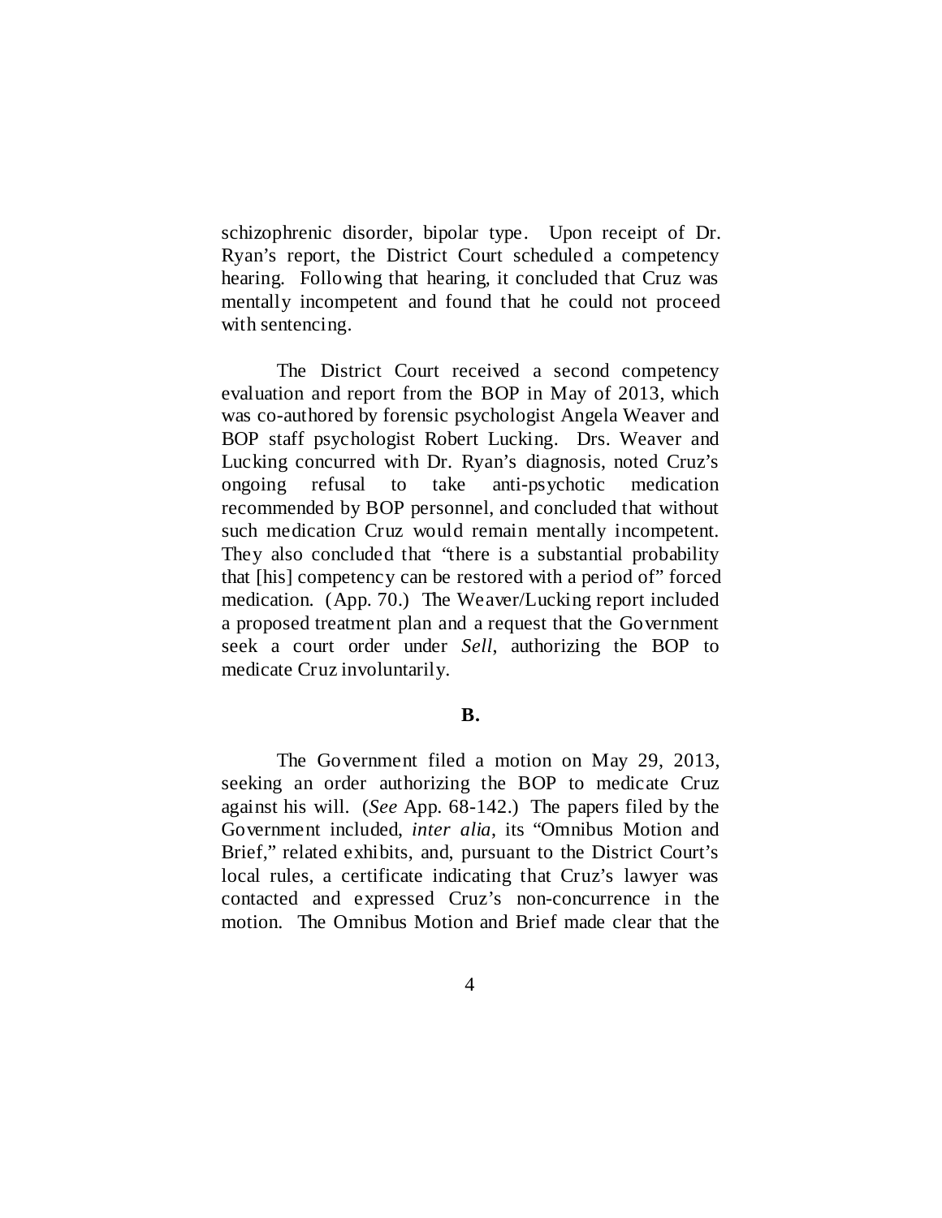schizophrenic disorder, bipolar type. Upon receipt of Dr. Ryan's report, the District Court scheduled a competency hearing. Following that hearing, it concluded that Cruz was mentally incompetent and found that he could not proceed with sentencing.

The District Court received a second competency evaluation and report from the BOP in May of 2013, which was co-authored by forensic psychologist Angela Weaver and BOP staff psychologist Robert Lucking. Drs. Weaver and Lucking concurred with Dr. Ryan's diagnosis, noted Cruz's ongoing refusal to take anti-psychotic medication recommended by BOP personnel, and concluded that without such medication Cruz would remain mentally incompetent. They also concluded that "there is a substantial probability that [his] competency can be restored with a period of" forced medication. (App. 70.) The Weaver/Lucking report included a proposed treatment plan and a request that the Government seek a court order under *Sell*, authorizing the BOP to medicate Cruz involuntarily.

**B.**

The Government filed a motion on May 29, 2013, seeking an order authorizing the BOP to medicate Cruz against his will. (*See* App. 68-142.) The papers filed by the Government included, *inter alia*, its "Omnibus Motion and Brief," related exhibits, and, pursuant to the District Court's local rules, a certificate indicating that Cruz's lawyer was contacted and expressed Cruz's non-concurrence in the motion. The Omnibus Motion and Brief made clear that the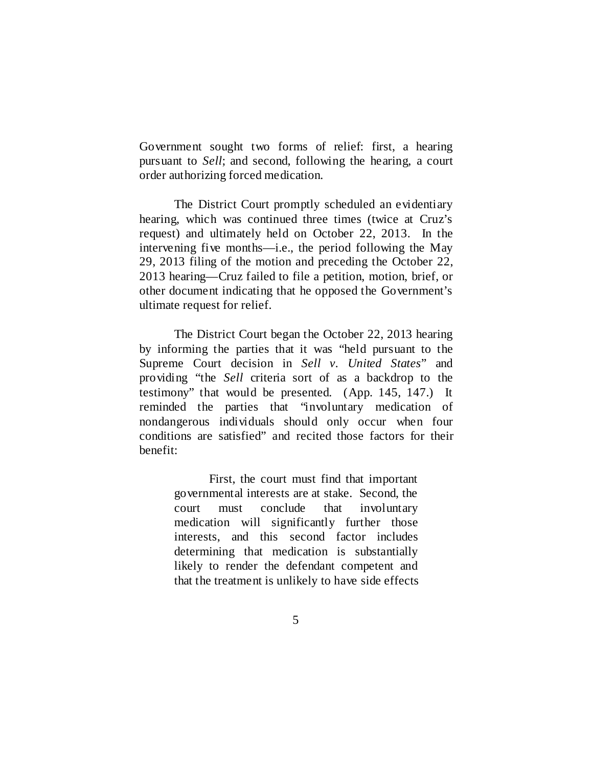Government sought two forms of relief: first, a hearing pursuant to *Sell*; and second, following the hearing, a court order authorizing forced medication.

The District Court promptly scheduled an evidentiary hearing, which was continued three times (twice at Cruz's request) and ultimately held on October 22, 2013. In the intervening five months—i.e., the period following the May 29, 2013 filing of the motion and preceding the October 22, 2013 hearing—Cruz failed to file a petition, motion, brief, or other document indicating that he opposed the Government's ultimate request for relief.

The District Court began the October 22, 2013 hearing by informing the parties that it was "held pursuant to the Supreme Court decision in *Sell v. United States*" and providing "the *Sell* criteria sort of as a backdrop to the testimony" that would be presented. (App. 145, 147.) It reminded the parties that "involuntary medication of nondangerous individuals should only occur when four conditions are satisfied" and recited those factors for their benefit:

> First, the court must find that important governmental interests are at stake. Second, the court must conclude that involuntary medication will significantly further those interests, and this second factor includes determining that medication is substantially likely to render the defendant competent and that the treatment is unlikely to have side effects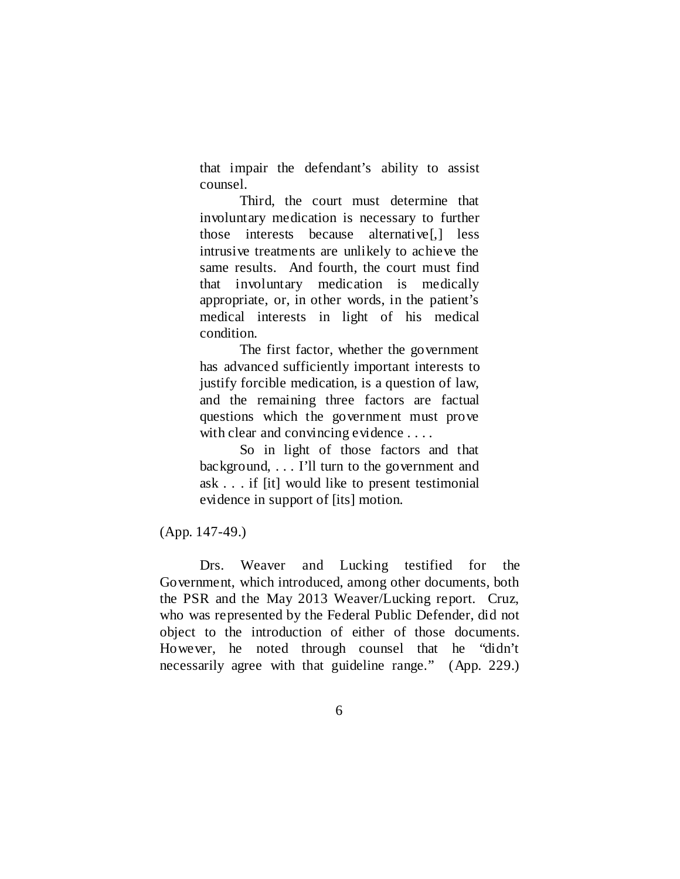> that impair the defendant's ability to assist counsel.
>
> Third, the court must determine that involuntary medication is necessary to further those interests because alternative[,] less intrusive treatments are unlikely to achieve the same results. And fourth, the court must find that involuntary medication is medically appropriate, or, in other words, in the patient's medical interests in light of his medical condition.
>
> The first factor, whether the government has advanced sufficiently important interests to justify forcible medication, is a question of law, and the remaining three factors are factual questions which the government must prove with clear and convincing evidence . . . .
>
> So in light of those factors and that background, . . . I'll turn to the government and ask . . . if [it] would like to present testimonial evidence in support of [its] motion.

(App. 147-49.)

Drs. Weaver and Lucking testified for the Government, which introduced, among other documents, both the PSR and the May 2013 Weaver/Lucking report. Cruz, who was represented by the Federal Public Defender, did not object to the introduction of either of those documents. However, he noted through counsel that he "didn't necessarily agree with that guideline range." (App. 229.)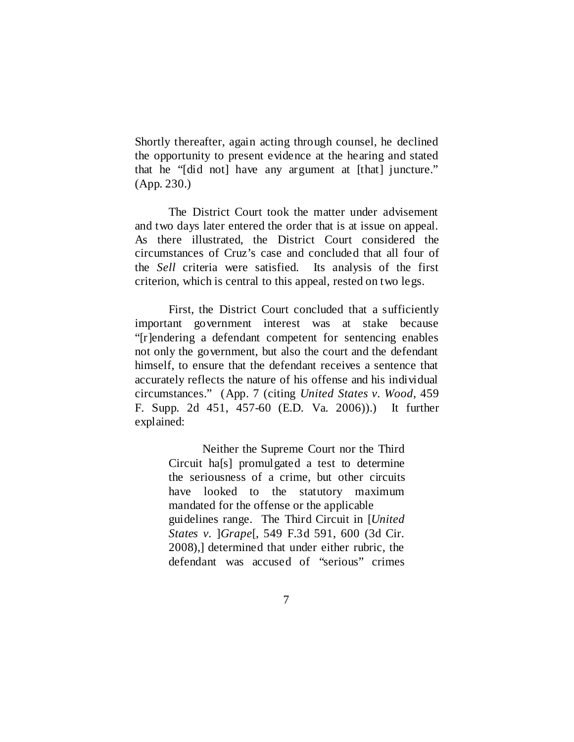Shortly thereafter, again acting through counsel, he declined the opportunity to present evidence at the hearing and stated that he "[did not] have any argument at [that] juncture." (App. 230.)

The District Court took the matter under advisement and two days later entered the order that is at issue on appeal. As there illustrated, the District Court considered the circumstances of Cruz's case and concluded that all four of the *Sell* criteria were satisfied. Its analysis of the first criterion, which is central to this appeal, rested on two legs.

First, the District Court concluded that a sufficiently important government interest was at stake because "[r]endering a defendant competent for sentencing enables not only the government, but also the court and the defendant himself, to ensure that the defendant receives a sentence that accurately reflects the nature of his offense and his individual circumstances." (App. 7 (citing *United States v. Wood*, 459 F. Supp. 2d 451, 457-60 (E.D. Va. 2006)).) It further explained:

> Neither the Supreme Court nor the Third Circuit ha[s] promulgated a test to determine the seriousness of a crime, but other circuits have looked to the statutory maximum mandated for the offense or the applicable guidelines range. The Third Circuit in [*United States v.* ]*Grape*[, 549 F.3d 591, 600 (3d Cir. 2008),] determined that under either rubric, the defendant was accused of "serious" crimes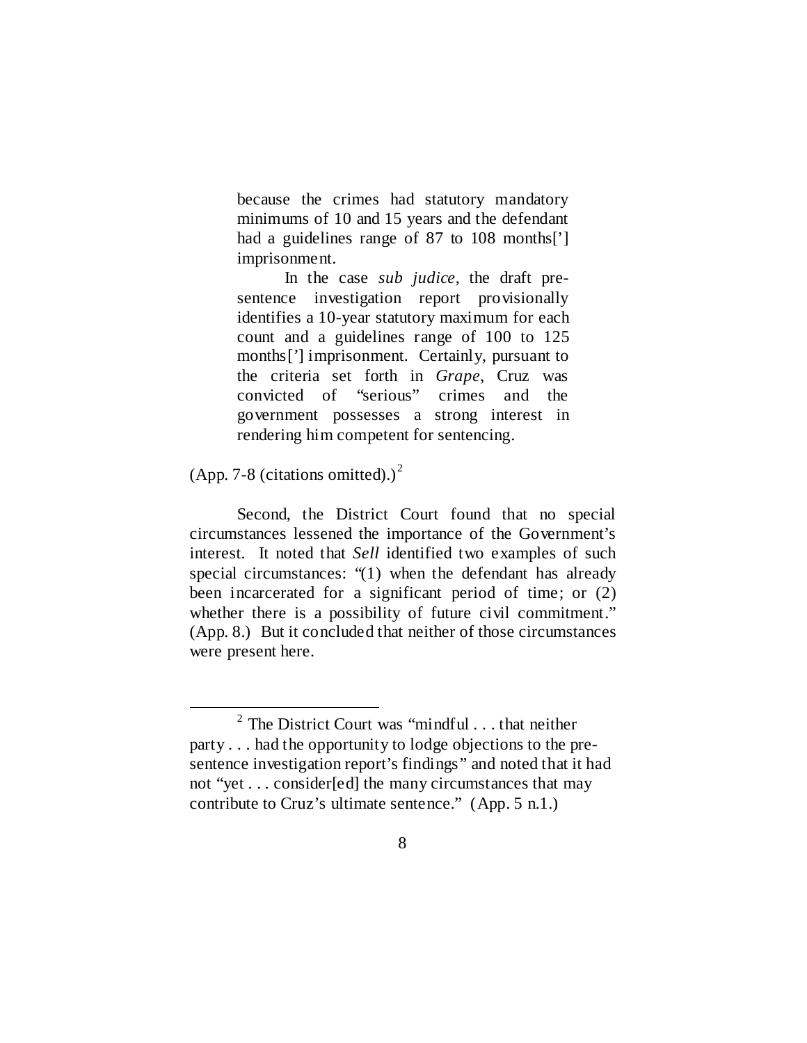> because the crimes had statutory mandatory minimums of 10 and 15 years and the defendant had a guidelines range of 87 to 108 months['] imprisonment.
>
> In the case *sub judice*, the draft pre-sentence investigation report provisionally identifies a 10-year statutory maximum for each count and a guidelines range of 100 to 125 months['] imprisonment. Certainly, pursuant to the criteria set forth in *Grape*, Cruz was convicted of "serious" crimes and the government possesses a strong interest in rendering him competent for sentencing.

(App. 7-8 (citations omitted).)[2]

Second, the District Court found that no special circumstances lessened the importance of the Government's interest. It noted that *Sell* identified two examples of such special circumstances: "(1) when the defendant has already been incarcerated for a significant period of time; or (2) whether there is a possibility of future civil commitment." (App. 8.) But it concluded that neither of those circumstances were present here.

---

[2] The District Court was "mindful . . . that neither party . . . had the opportunity to lodge objections to the pre-sentence investigation report's findings" and noted that it had not "yet . . . consider[ed] the many circumstances that may contribute to Cruz's ultimate sentence." (App. 5 n.1.)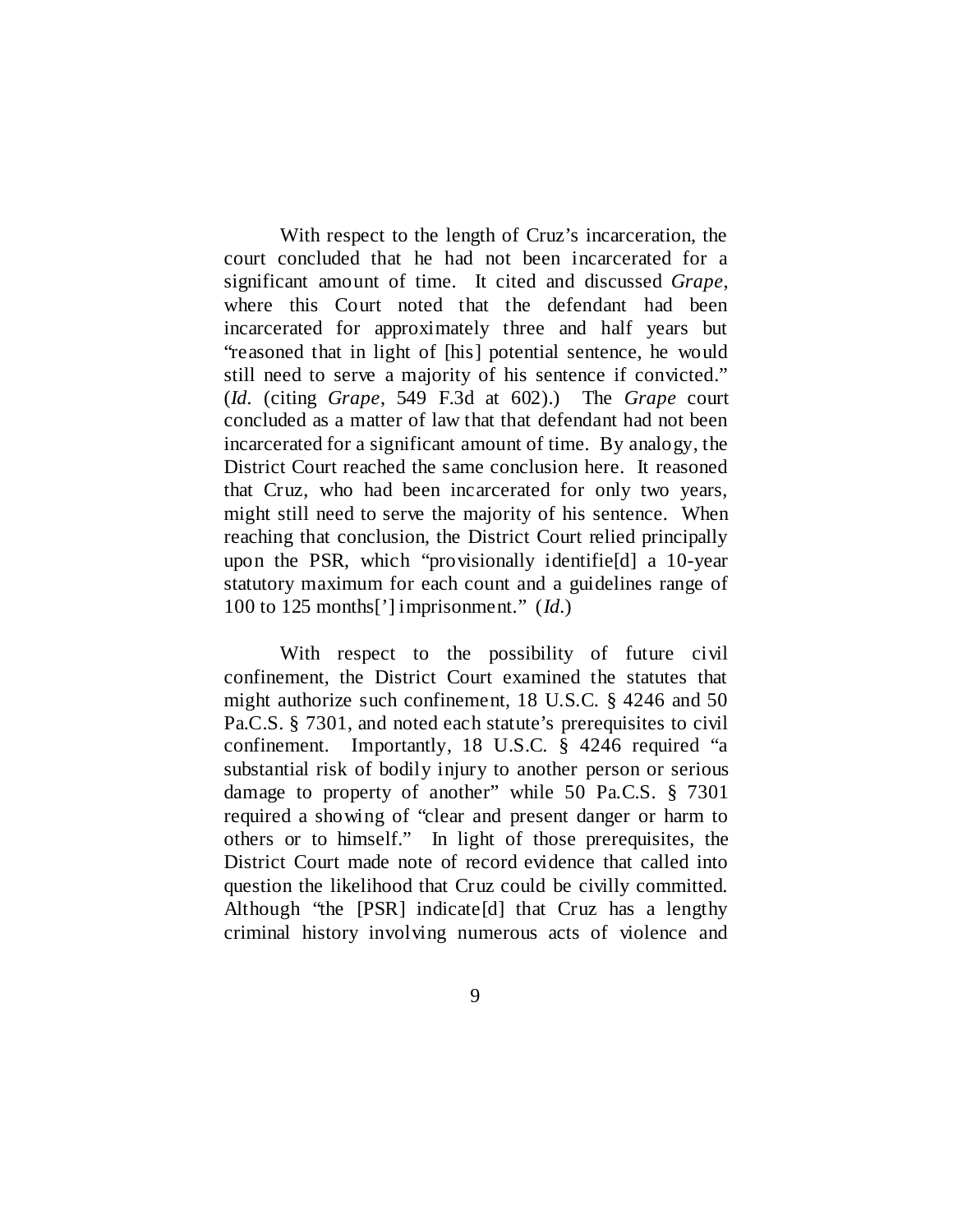With respect to the length of Cruz's incarceration, the court concluded that he had not been incarcerated for a significant amount of time. It cited and discussed *Grape*, where this Court noted that the defendant had been incarcerated for approximately three and half years but "reasoned that in light of [his] potential sentence, he would still need to serve a majority of his sentence if convicted." (*Id.* (citing *Grape*, 549 F.3d at 602).) The *Grape* court concluded as a matter of law that that defendant had not been incarcerated for a significant amount of time. By analogy, the District Court reached the same conclusion here. It reasoned that Cruz, who had been incarcerated for only two years, might still need to serve the majority of his sentence. When reaching that conclusion, the District Court relied principally upon the PSR, which "provisionally identifie[d] a 10-year statutory maximum for each count and a guidelines range of 100 to 125 months['] imprisonment." (*Id.*)

With respect to the possibility of future civil confinement, the District Court examined the statutes that might authorize such confinement, 18 U.S.C. § 4246 and 50 Pa.C.S. § 7301, and noted each statute's prerequisites to civil confinement. Importantly, 18 U.S.C. § 4246 required "a substantial risk of bodily injury to another person or serious damage to property of another" while 50 Pa.C.S. § 7301 required a showing of "clear and present danger or harm to others or to himself." In light of those prerequisites, the District Court made note of record evidence that called into question the likelihood that Cruz could be civilly committed. Although "the [PSR] indicate[d] that Cruz has a lengthy criminal history involving numerous acts of violence and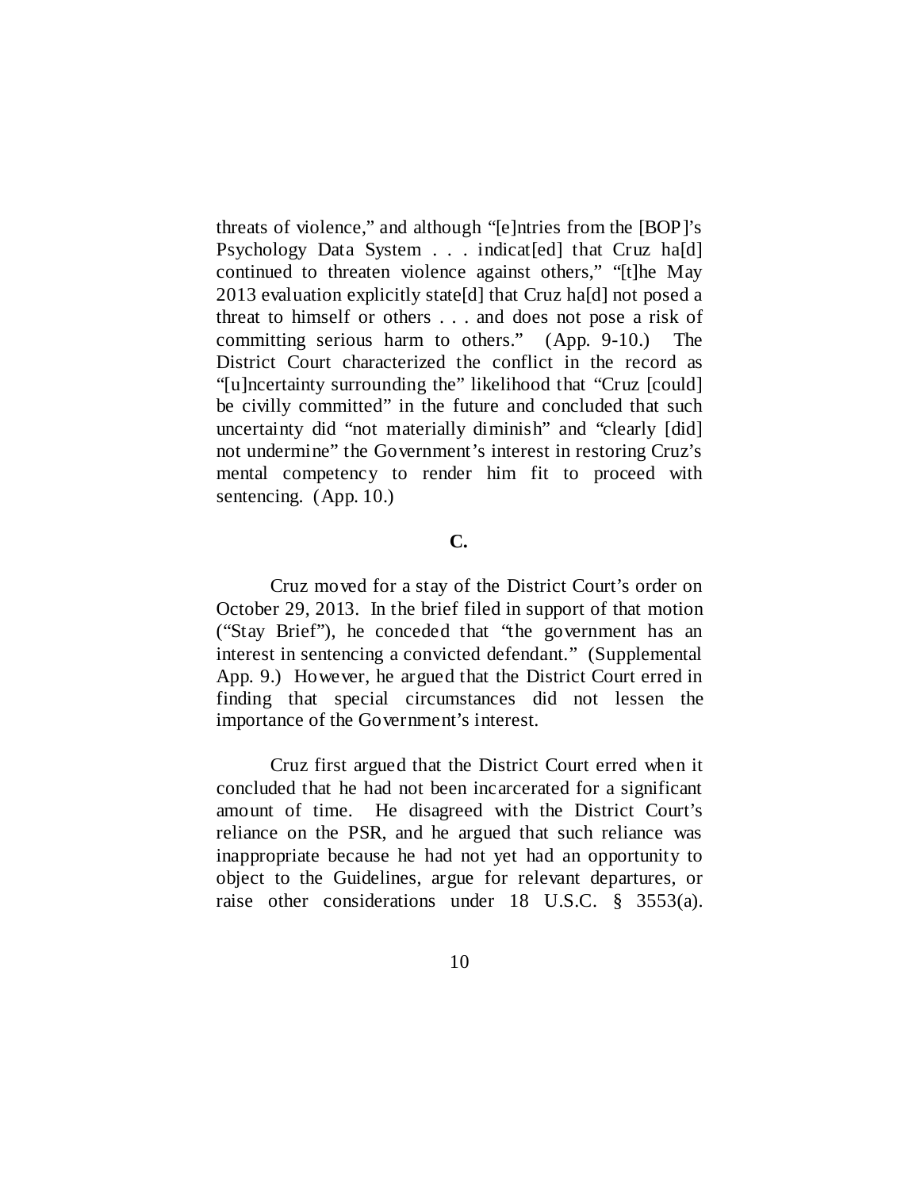threats of violence," and although "[e]ntries from the [BOP]'s Psychology Data System . . . indicat[ed] that Cruz ha[d] continued to threaten violence against others," "[t]he May 2013 evaluation explicitly state[d] that Cruz ha[d] not posed a threat to himself or others . . . and does not pose a risk of committing serious harm to others." (App. 9-10.) The District Court characterized the conflict in the record as "[u]ncertainty surrounding the" likelihood that "Cruz [could] be civilly committed" in the future and concluded that such uncertainty did "not materially diminish" and "clearly [did] not undermine" the Government's interest in restoring Cruz's mental competency to render him fit to proceed with sentencing. (App. 10.)

**C.**

Cruz moved for a stay of the District Court's order on October 29, 2013. In the brief filed in support of that motion ("Stay Brief"), he conceded that "the government has an interest in sentencing a convicted defendant." (Supplemental App. 9.) However, he argued that the District Court erred in finding that special circumstances did not lessen the importance of the Government's interest.

Cruz first argued that the District Court erred when it concluded that he had not been incarcerated for a significant amount of time. He disagreed with the District Court's reliance on the PSR, and he argued that such reliance was inappropriate because he had not yet had an opportunity to object to the Guidelines, argue for relevant departures, or raise other considerations under 18 U.S.C. § 3553(a).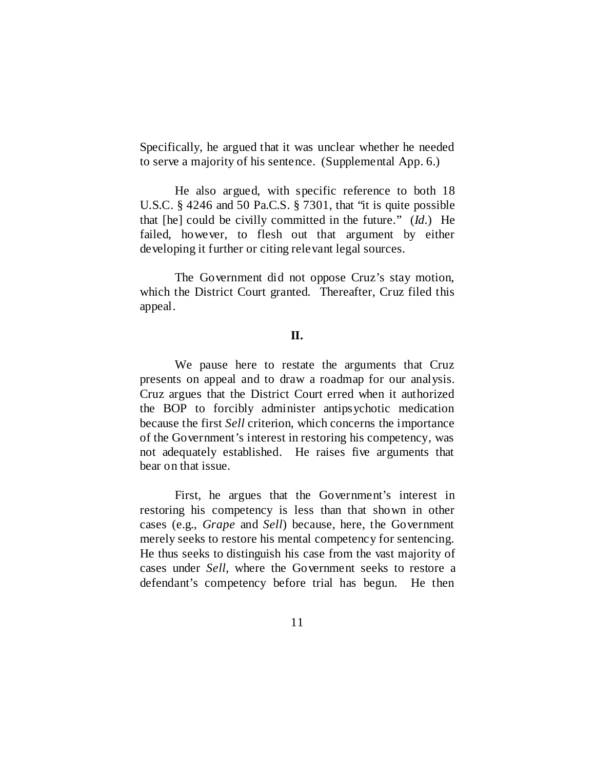Specifically, he argued that it was unclear whether he needed to serve a majority of his sentence. (Supplemental App. 6.)

He also argued, with specific reference to both 18 U.S.C. § 4246 and 50 Pa.C.S. § 7301, that "it is quite possible that [he] could be civilly committed in the future." (*Id.*) He failed, however, to flesh out that argument by either developing it further or citing relevant legal sources.

The Government did not oppose Cruz's stay motion, which the District Court granted. Thereafter, Cruz filed this appeal.

## II.

We pause here to restate the arguments that Cruz presents on appeal and to draw a roadmap for our analysis. Cruz argues that the District Court erred when it authorized the BOP to forcibly administer antipsychotic medication because the first *Sell* criterion, which concerns the importance of the Government's interest in restoring his competency, was not adequately established. He raises five arguments that bear on that issue.

First, he argues that the Government's interest in restoring his competency is less than that shown in other cases (e.g., *Grape* and *Sell*) because, here, the Government merely seeks to restore his mental competency for sentencing. He thus seeks to distinguish his case from the vast majority of cases under *Sell*, where the Government seeks to restore a defendant's competency before trial has begun. He then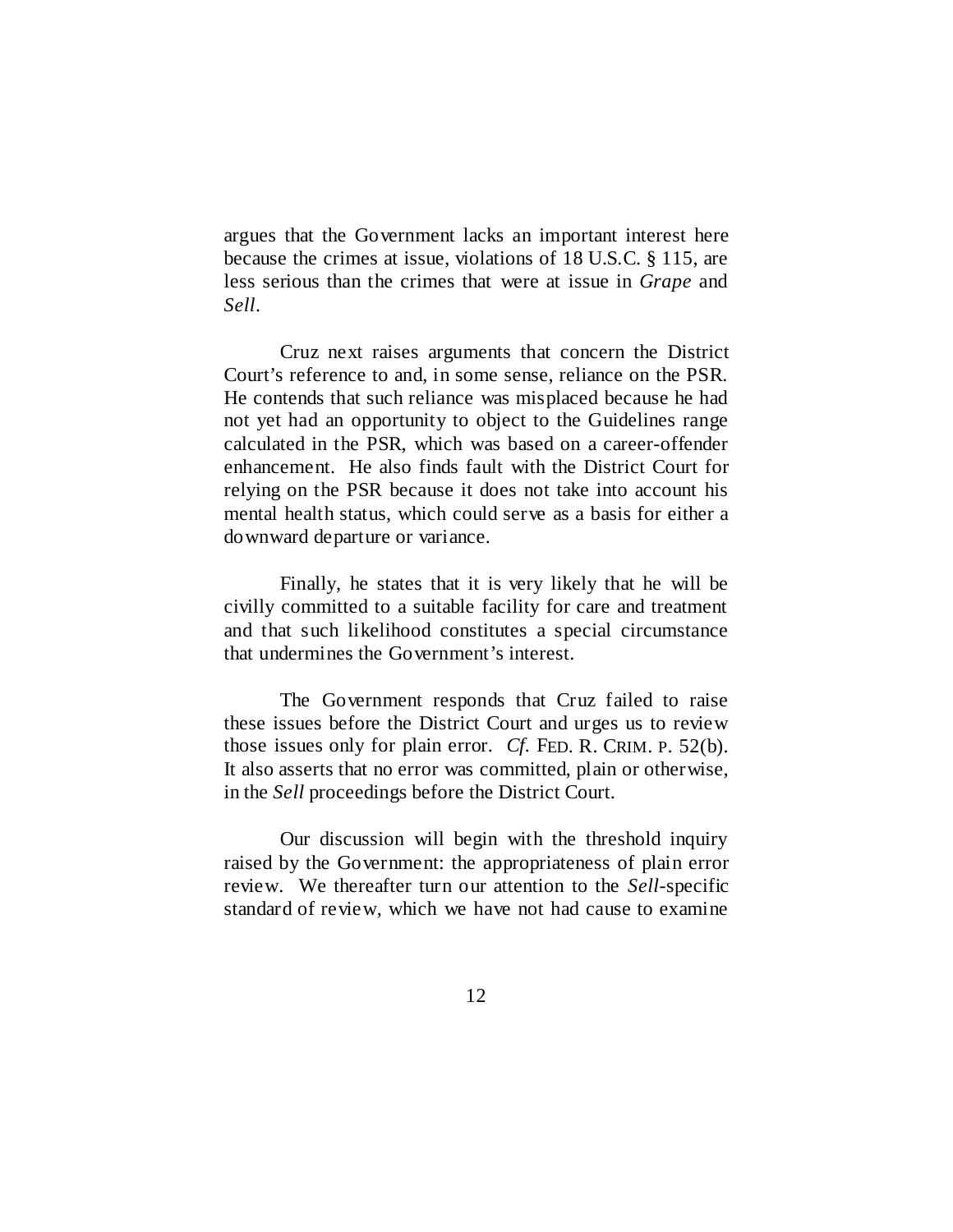argues that the Government lacks an important interest here because the crimes at issue, violations of 18 U.S.C. § 115, are less serious than the crimes that were at issue in *Grape* and *Sell*.

Cruz next raises arguments that concern the District Court's reference to and, in some sense, reliance on the PSR. He contends that such reliance was misplaced because he had not yet had an opportunity to object to the Guidelines range calculated in the PSR, which was based on a career-offender enhancement. He also finds fault with the District Court for relying on the PSR because it does not take into account his mental health status, which could serve as a basis for either a downward departure or variance.

Finally, he states that it is very likely that he will be civilly committed to a suitable facility for care and treatment and that such likelihood constitutes a special circumstance that undermines the Government's interest.

The Government responds that Cruz failed to raise these issues before the District Court and urges us to review those issues only for plain error. *Cf.* FED. R. CRIM. P. 52(b). It also asserts that no error was committed, plain or otherwise, in the *Sell* proceedings before the District Court.

Our discussion will begin with the threshold inquiry raised by the Government: the appropriateness of plain error review. We thereafter turn our attention to the *Sell*-specific standard of review, which we have not had cause to examine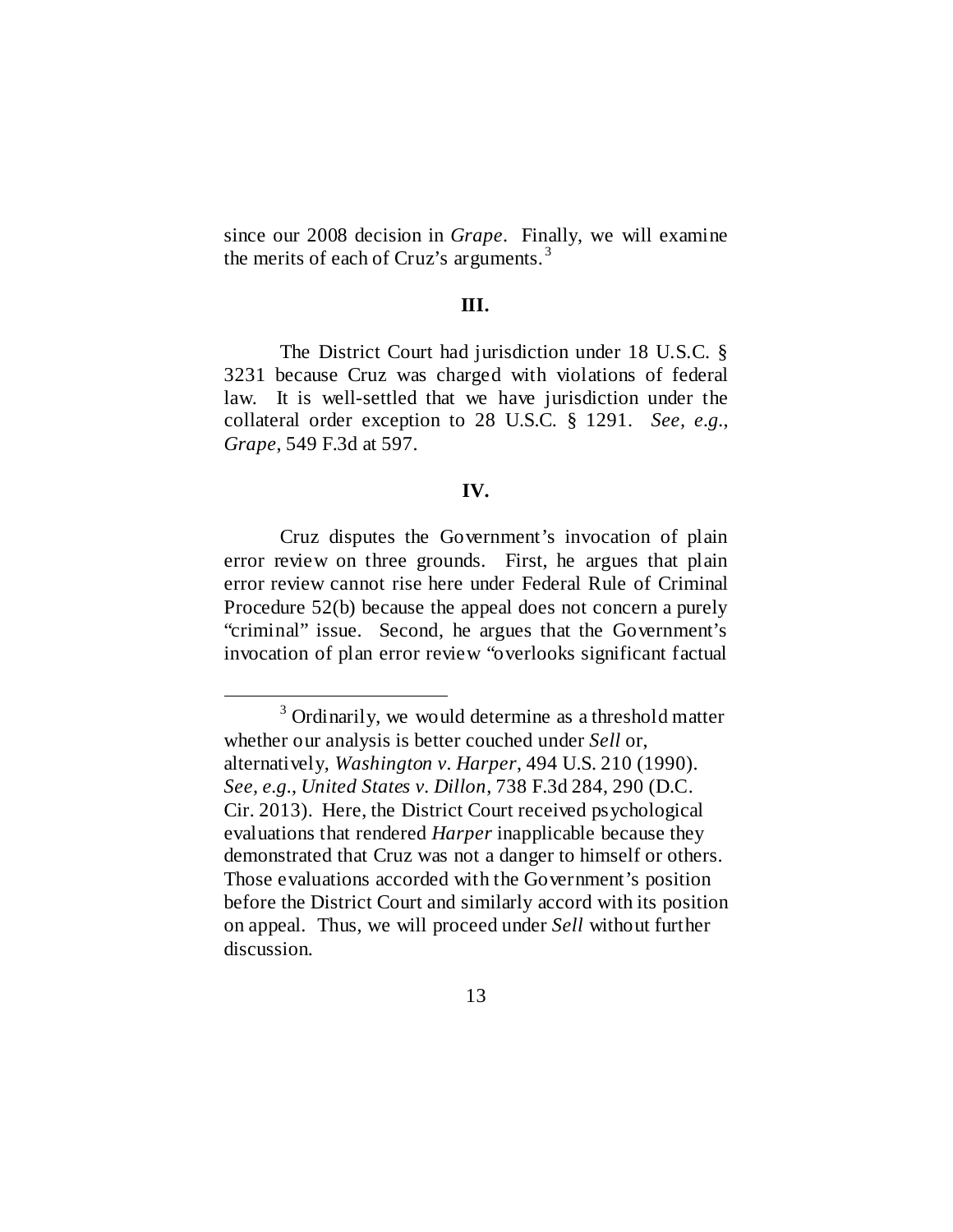since our 2008 decision in *Grape*. Finally, we will examine the merits of each of Cruz's arguments.[3]

## III.

The District Court had jurisdiction under 18 U.S.C. § 3231 because Cruz was charged with violations of federal law. It is well-settled that we have jurisdiction under the collateral order exception to 28 U.S.C. § 1291. *See, e.g.*, *Grape*, 549 F.3d at 597.

## IV.

Cruz disputes the Government's invocation of plain error review on three grounds. First, he argues that plain error review cannot rise here under Federal Rule of Criminal Procedure 52(b) because the appeal does not concern a purely "criminal" issue. Second, he argues that the Government's invocation of plan error review "overlooks significant factual

---

[3] Ordinarily, we would determine as a threshold matter whether our analysis is better couched under *Sell* or, alternatively, *Washington v. Harper*, 494 U.S. 210 (1990). *See, e.g.*, *United States v. Dillon*, 738 F.3d 284, 290 (D.C. Cir. 2013). Here, the District Court received psychological evaluations that rendered *Harper* inapplicable because they demonstrated that Cruz was not a danger to himself or others. Those evaluations accorded with the Government's position before the District Court and similarly accord with its position on appeal. Thus, we will proceed under *Sell* without further discussion.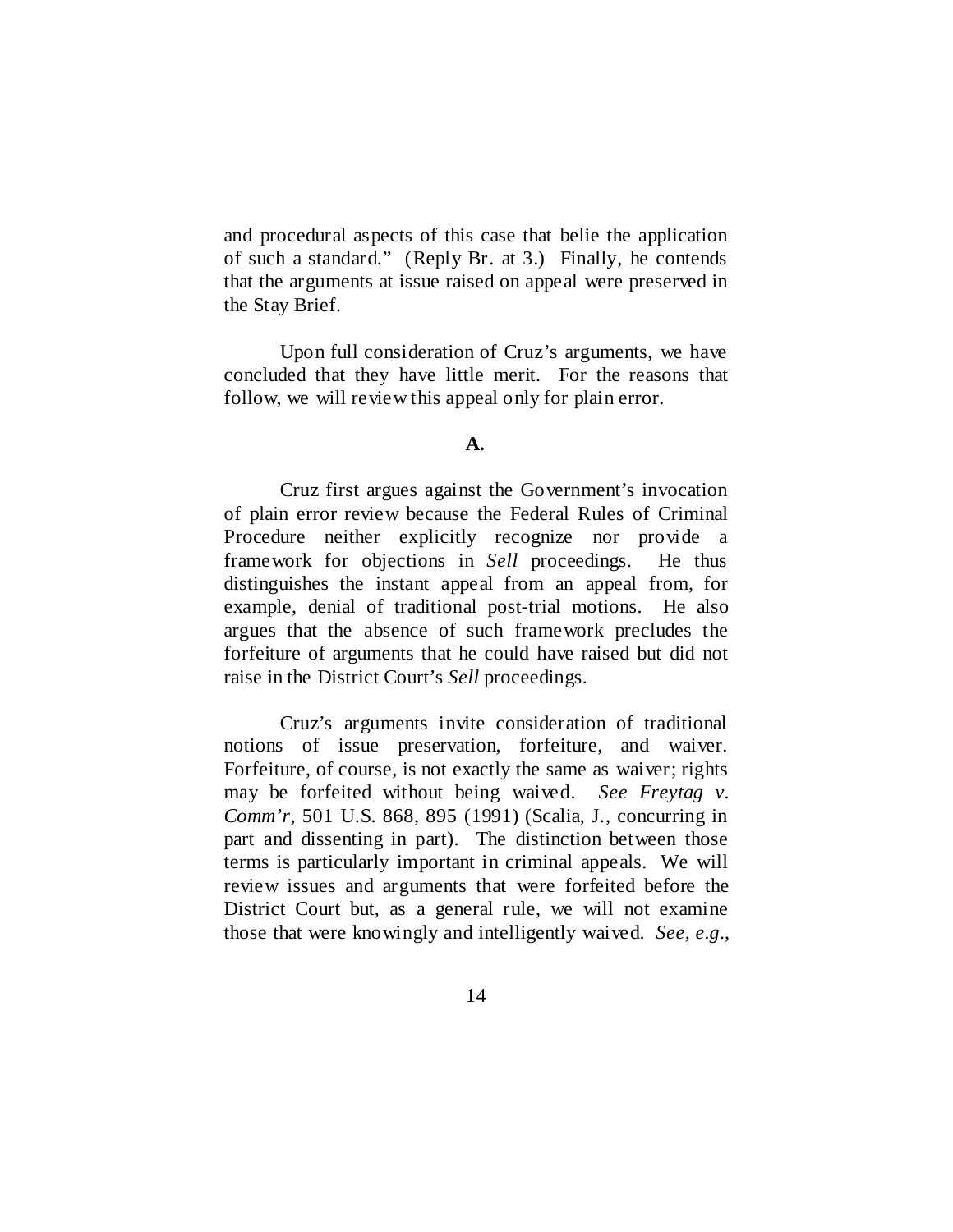and procedural aspects of this case that belie the application of such a standard." (Reply Br. at 3.) Finally, he contends that the arguments at issue raised on appeal were preserved in the Stay Brief.

Upon full consideration of Cruz's arguments, we have concluded that they have little merit. For the reasons that follow, we will review this appeal only for plain error.

**A.**

Cruz first argues against the Government's invocation of plain error review because the Federal Rules of Criminal Procedure neither explicitly recognize nor provide a framework for objections in *Sell* proceedings. He thus distinguishes the instant appeal from an appeal from, for example, denial of traditional post-trial motions. He also argues that the absence of such framework precludes the forfeiture of arguments that he could have raised but did not raise in the District Court's *Sell* proceedings.

Cruz's arguments invite consideration of traditional notions of issue preservation, forfeiture, and waiver. Forfeiture, of course, is not exactly the same as waiver; rights may be forfeited without being waived. *See Freytag v. Comm'r*, 501 U.S. 868, 895 (1991) (Scalia, J., concurring in part and dissenting in part). The distinction between those terms is particularly important in criminal appeals. We will review issues and arguments that were forfeited before the District Court but, as a general rule, we will not examine those that were knowingly and intelligently waived. *See, e.g.*,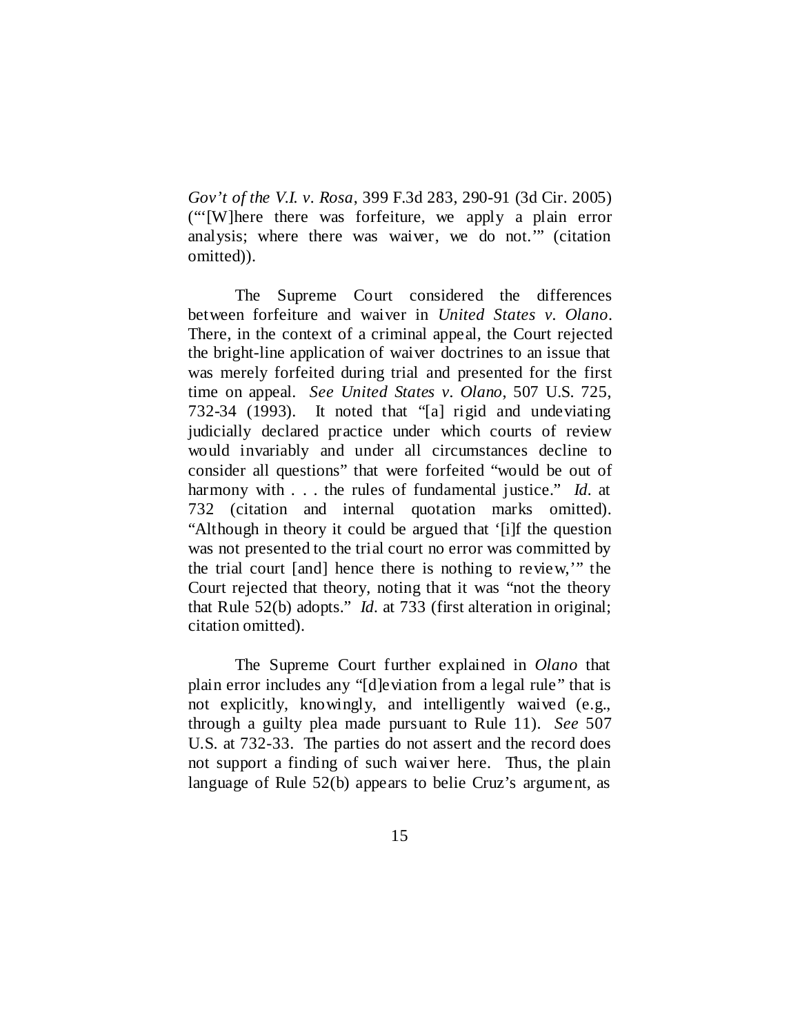*Gov't of the V.I. v. Rosa*, 399 F.3d 283, 290-91 (3d Cir. 2005) ("'[W]here there was forfeiture, we apply a plain error analysis; where there was waiver, we do not.'" (citation omitted)).

The Supreme Court considered the differences between forfeiture and waiver in *United States v. Olano*. There, in the context of a criminal appeal, the Court rejected the bright-line application of waiver doctrines to an issue that was merely forfeited during trial and presented for the first time on appeal. *See United States v. Olano*, 507 U.S. 725, 732-34 (1993). It noted that "[a] rigid and undeviating judicially declared practice under which courts of review would invariably and under all circumstances decline to consider all questions" that were forfeited "would be out of harmony with . . . the rules of fundamental justice." *Id.* at 732 (citation and internal quotation marks omitted). "Although in theory it could be argued that '[i]f the question was not presented to the trial court no error was committed by the trial court [and] hence there is nothing to review,'" the Court rejected that theory, noting that it was "not the theory that Rule 52(b) adopts." *Id.* at 733 (first alteration in original; citation omitted).

The Supreme Court further explained in *Olano* that plain error includes any "[d]eviation from a legal rule" that is not explicitly, knowingly, and intelligently waived (e.g., through a guilty plea made pursuant to Rule 11). *See* 507 U.S. at 732-33. The parties do not assert and the record does not support a finding of such waiver here. Thus, the plain language of Rule 52(b) appears to belie Cruz's argument, as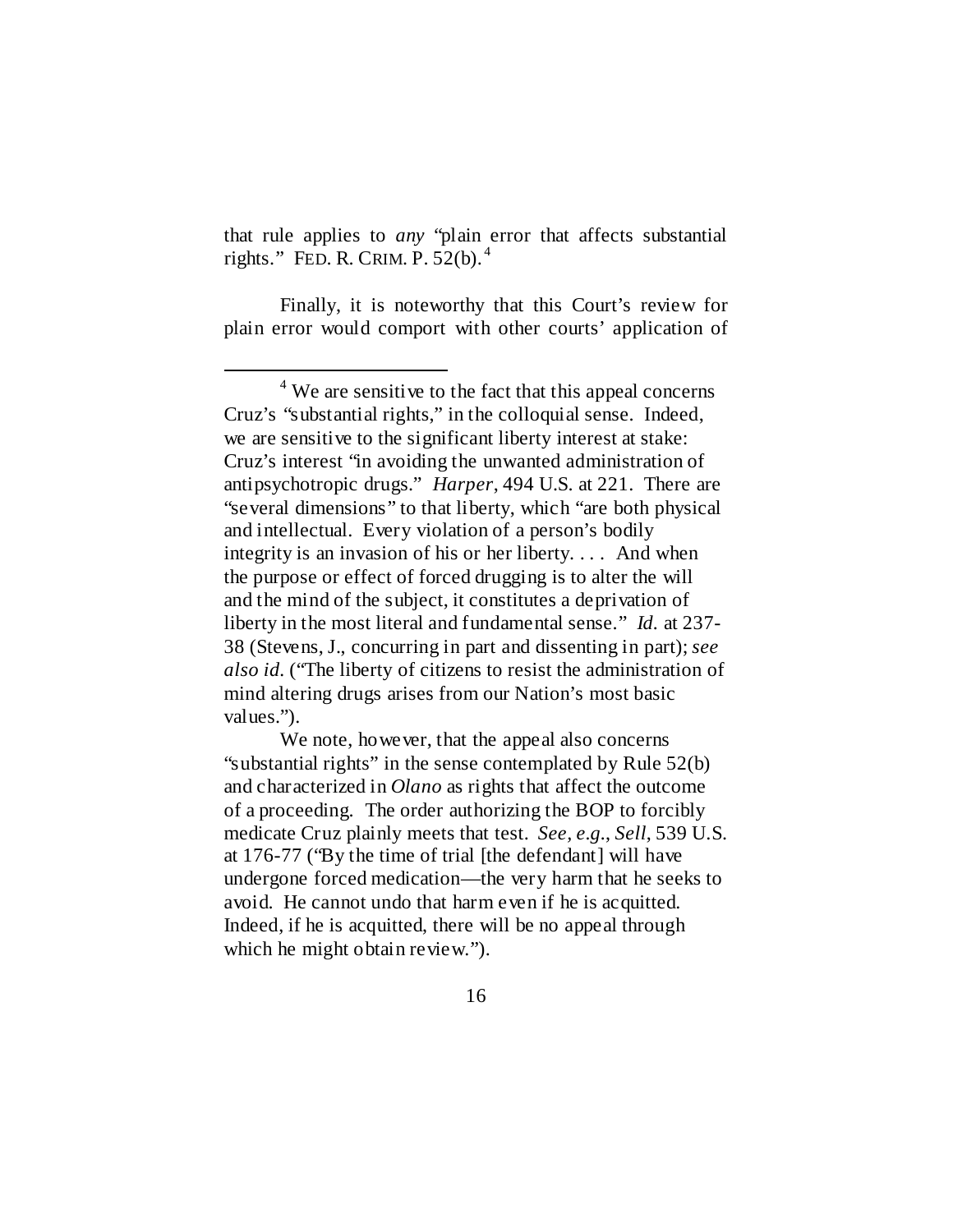that rule applies to *any* "plain error that affects substantial rights." FED. R. CRIM. P. 52(b).[4]

Finally, it is noteworthy that this Court's review for plain error would comport with other courts' application of

---

[4] We are sensitive to the fact that this appeal concerns Cruz's "substantial rights," in the colloquial sense. Indeed, we are sensitive to the significant liberty interest at stake: Cruz's interest "in avoiding the unwanted administration of antipsychotropic drugs." *Harper*, 494 U.S. at 221. There are "several dimensions" to that liberty, which "are both physical and intellectual. Every violation of a person's bodily integrity is an invasion of his or her liberty. . . . And when the purpose or effect of forced drugging is to alter the will and the mind of the subject, it constitutes a deprivation of liberty in the most literal and fundamental sense." *Id.* at 237-38 (Stevens, J., concurring in part and dissenting in part); *see also id.* ("The liberty of citizens to resist the administration of mind altering drugs arises from our Nation's most basic values.").

We note, however, that the appeal also concerns "substantial rights" in the sense contemplated by Rule 52(b) and characterized in *Olano* as rights that affect the outcome of a proceeding. The order authorizing the BOP to forcibly medicate Cruz plainly meets that test. *See, e.g.*, *Sell*, 539 U.S. at 176-77 ("By the time of trial [the defendant] will have undergone forced medication—the very harm that he seeks to avoid. He cannot undo that harm even if he is acquitted. Indeed, if he is acquitted, there will be no appeal through which he might obtain review.").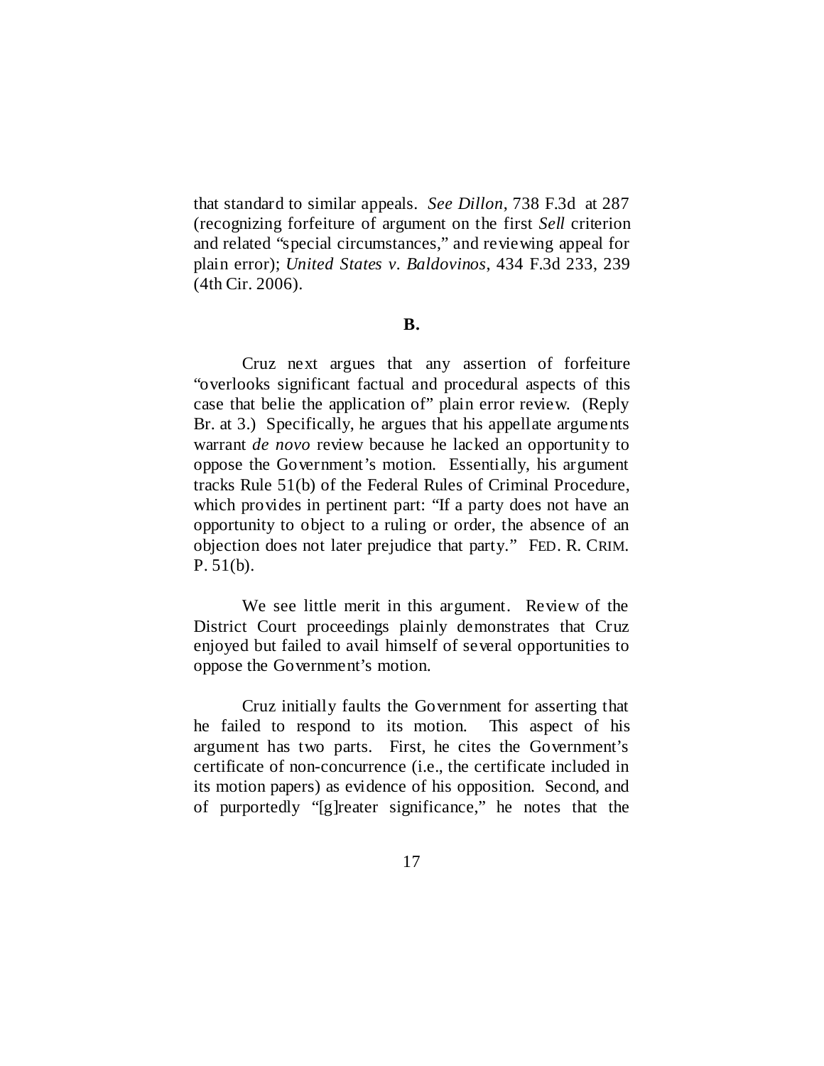that standard to similar appeals. *See Dillon*, 738 F.3d at 287 (recognizing forfeiture of argument on the first *Sell* criterion and related "special circumstances," and reviewing appeal for plain error); *United States v. Baldovinos*, 434 F.3d 233, 239 (4th Cir. 2006).

### B.

Cruz next argues that any assertion of forfeiture "overlooks significant factual and procedural aspects of this case that belie the application of" plain error review. (Reply Br. at 3.) Specifically, he argues that his appellate arguments warrant *de novo* review because he lacked an opportunity to oppose the Government's motion. Essentially, his argument tracks Rule 51(b) of the Federal Rules of Criminal Procedure, which provides in pertinent part: "If a party does not have an opportunity to object to a ruling or order, the absence of an objection does not later prejudice that party." FED. R. CRIM. P. 51(b).

We see little merit in this argument. Review of the District Court proceedings plainly demonstrates that Cruz enjoyed but failed to avail himself of several opportunities to oppose the Government's motion.

Cruz initially faults the Government for asserting that he failed to respond to its motion. This aspect of his argument has two parts. First, he cites the Government's certificate of non-concurrence (i.e., the certificate included in its motion papers) as evidence of his opposition. Second, and of purportedly "[g]reater significance," he notes that the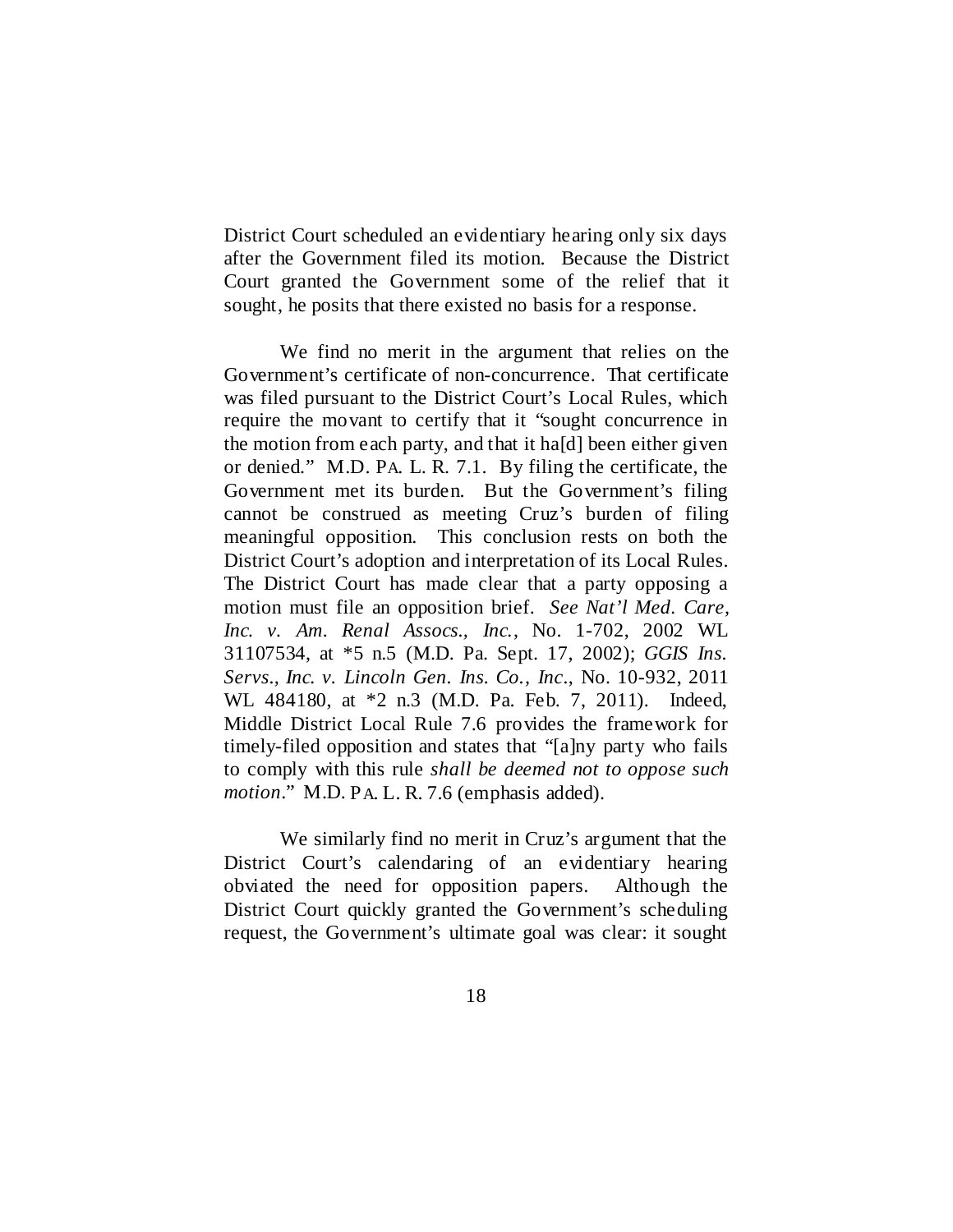District Court scheduled an evidentiary hearing only six days after the Government filed its motion. Because the District Court granted the Government some of the relief that it sought, he posits that there existed no basis for a response.

We find no merit in the argument that relies on the Government's certificate of non-concurrence. That certificate was filed pursuant to the District Court's Local Rules, which require the movant to certify that it "sought concurrence in the motion from each party, and that it ha[d] been either given or denied." M.D. PA. L. R. 7.1. By filing the certificate, the Government met its burden. But the Government's filing cannot be construed as meeting Cruz's burden of filing meaningful opposition. This conclusion rests on both the District Court's adoption and interpretation of its Local Rules. The District Court has made clear that a party opposing a motion must file an opposition brief. *See Nat'l Med. Care, Inc. v. Am. Renal Assocs., Inc.*, No. 1-702, 2002 WL 31107534, at *5 n.5 (M.D. Pa. Sept. 17, 2002); *GGIS Ins. Servs., Inc. v. Lincoln Gen. Ins. Co., Inc.*, No. 10-932, 2011 WL 484180, at *2 n.3 (M.D. Pa. Feb. 7, 2011). Indeed, Middle District Local Rule 7.6 provides the framework for timely-filed opposition and states that "[a]ny party who fails to comply with this rule *shall be deemed not to oppose such motion*." M.D. PA. L. R. 7.6 (emphasis added).

We similarly find no merit in Cruz's argument that the District Court's calendaring of an evidentiary hearing obviated the need for opposition papers. Although the District Court quickly granted the Government's scheduling request, the Government's ultimate goal was clear: it sought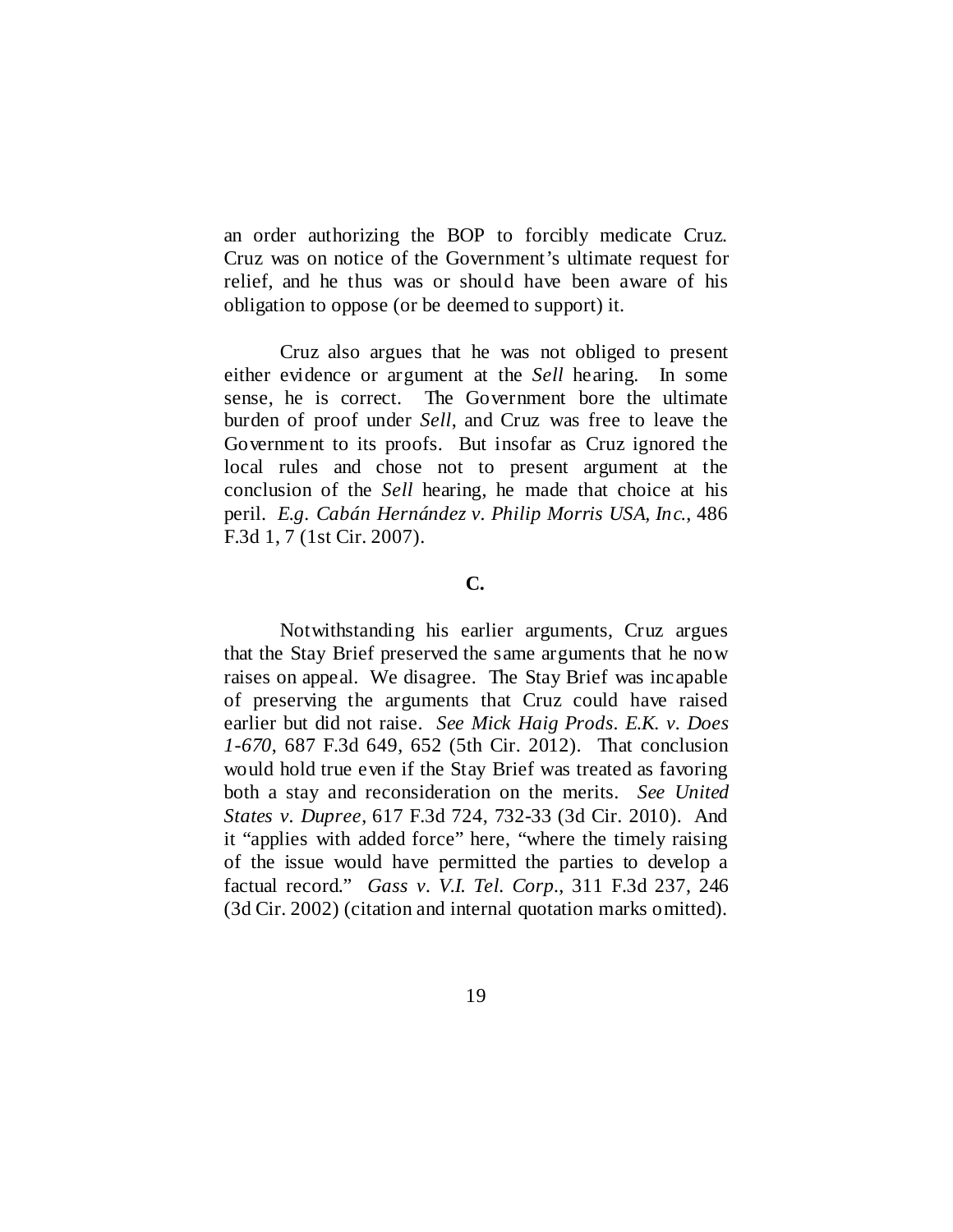an order authorizing the BOP to forcibly medicate Cruz. Cruz was on notice of the Government's ultimate request for relief, and he thus was or should have been aware of his obligation to oppose (or be deemed to support) it.

Cruz also argues that he was not obliged to present either evidence or argument at the *Sell* hearing. In some sense, he is correct. The Government bore the ultimate burden of proof under *Sell*, and Cruz was free to leave the Government to its proofs. But insofar as Cruz ignored the local rules and chose not to present argument at the conclusion of the *Sell* hearing, he made that choice at his peril. *E.g. Cabán Hernández v. Philip Morris USA, Inc.*, 486 F.3d 1, 7 (1st Cir. 2007).

**C.**

Notwithstanding his earlier arguments, Cruz argues that the Stay Brief preserved the same arguments that he now raises on appeal. We disagree. The Stay Brief was incapable of preserving the arguments that Cruz could have raised earlier but did not raise. *See Mick Haig Prods. E.K. v. Does 1-670*, 687 F.3d 649, 652 (5th Cir. 2012). That conclusion would hold true even if the Stay Brief was treated as favoring both a stay and reconsideration on the merits. *See United States v. Dupree*, 617 F.3d 724, 732-33 (3d Cir. 2010). And it "applies with added force" here, "where the timely raising of the issue would have permitted the parties to develop a factual record." *Gass v. V.I. Tel. Corp.*, 311 F.3d 237, 246 (3d Cir. 2002) (citation and internal quotation marks omitted).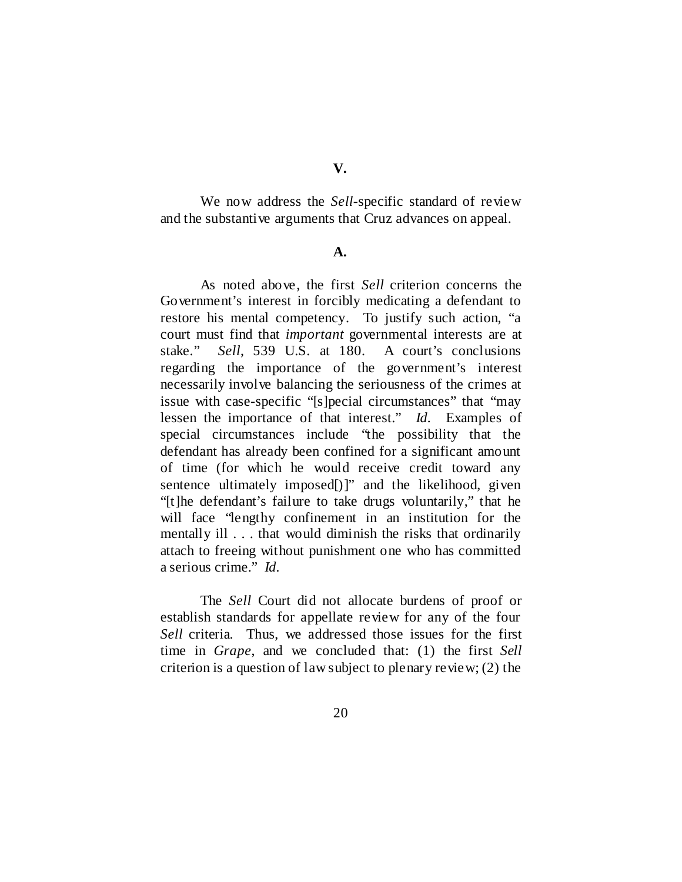## V.

We now address the *Sell*-specific standard of review and the substantive arguments that Cruz advances on appeal.

### A.

As noted above, the first *Sell* criterion concerns the Government's interest in forcibly medicating a defendant to restore his mental competency. To justify such action, "a court must find that *important* governmental interests are at stake." *Sell*, 539 U.S. at 180. A court's conclusions regarding the importance of the government's interest necessarily involve balancing the seriousness of the crimes at issue with case-specific "[s]pecial circumstances" that "may lessen the importance of that interest." *Id.* Examples of special circumstances include "the possibility that the defendant has already been confined for a significant amount of time (for which he would receive credit toward any sentence ultimately imposed[)]" and the likelihood, given "[t]he defendant's failure to take drugs voluntarily," that he will face "lengthy confinement in an institution for the mentally ill . . . that would diminish the risks that ordinarily attach to freeing without punishment one who has committed a serious crime." *Id.*

The *Sell* Court did not allocate burdens of proof or establish standards for appellate review for any of the four *Sell* criteria. Thus, we addressed those issues for the first time in *Grape*, and we concluded that: (1) the first *Sell* criterion is a question of law subject to plenary review; (2) the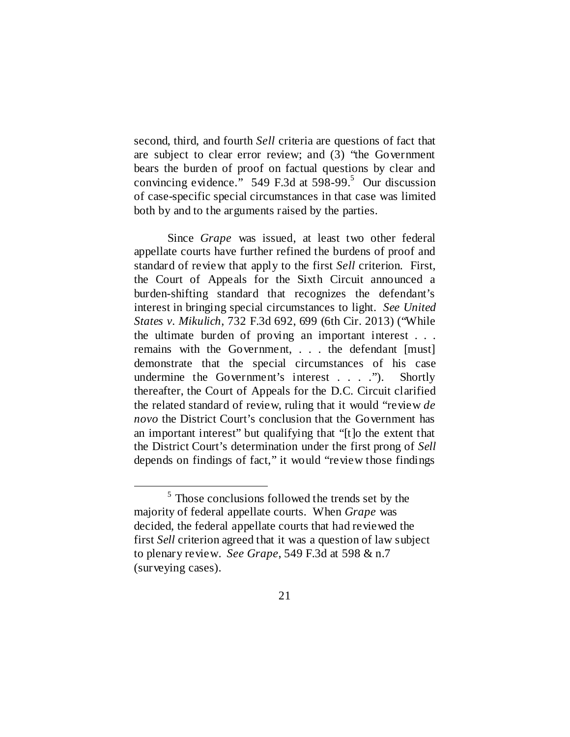second, third, and fourth *Sell* criteria are questions of fact that are subject to clear error review; and (3) "the Government bears the burden of proof on factual questions by clear and convincing evidence." 549 F.3d at 598-99.[5] Our discussion of case-specific special circumstances in that case was limited both by and to the arguments raised by the parties.

Since *Grape* was issued, at least two other federal appellate courts have further refined the burdens of proof and standard of review that apply to the first *Sell* criterion. First, the Court of Appeals for the Sixth Circuit announced a burden-shifting standard that recognizes the defendant's interest in bringing special circumstances to light. *See United States v. Mikulich*, 732 F.3d 692, 699 (6th Cir. 2013) ("While the ultimate burden of proving an important interest . . . remains with the Government, . . . the defendant [must] demonstrate that the special circumstances of his case undermine the Government's interest . . . ."). Shortly thereafter, the Court of Appeals for the D.C. Circuit clarified the related standard of review, ruling that it would "review *de novo* the District Court's conclusion that the Government has an important interest" but qualifying that "[t]o the extent that the District Court's determination under the first prong of *Sell* depends on findings of fact," it would "review those findings

[5] Those conclusions followed the trends set by the majority of federal appellate courts. When *Grape* was decided, the federal appellate courts that had reviewed the first *Sell* criterion agreed that it was a question of law subject to plenary review. *See Grape*, 549 F.3d at 598 & n.7 (surveying cases).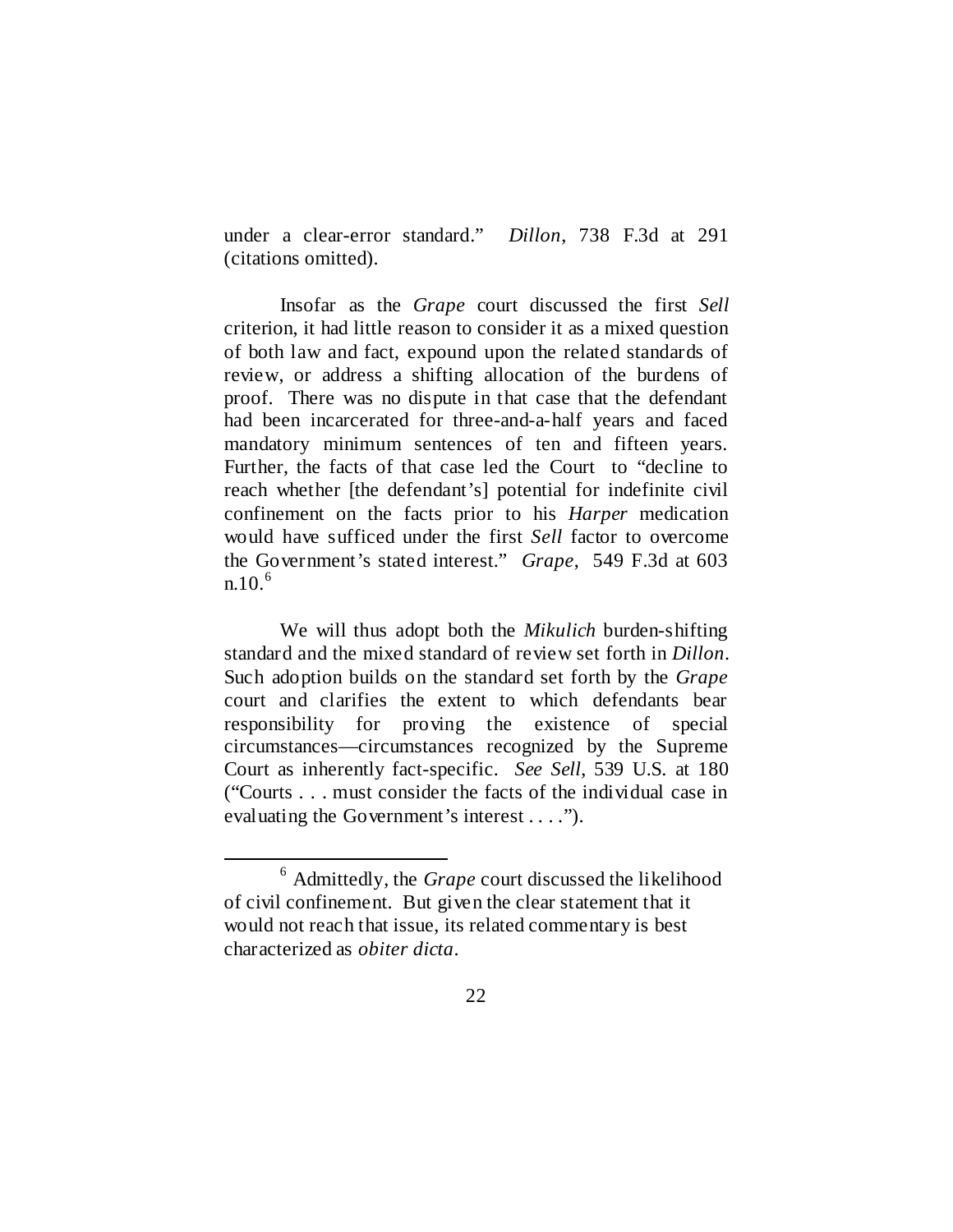under a clear-error standard." *Dillon*, 738 F.3d at 291 (citations omitted).

Insofar as the *Grape* court discussed the first *Sell* criterion, it had little reason to consider it as a mixed question of both law and fact, expound upon the related standards of review, or address a shifting allocation of the burdens of proof. There was no dispute in that case that the defendant had been incarcerated for three-and-a-half years and faced mandatory minimum sentences of ten and fifteen years. Further, the facts of that case led the Court to "decline to reach whether [the defendant's] potential for indefinite civil confinement on the facts prior to his *Harper* medication would have sufficed under the first *Sell* factor to overcome the Government's stated interest." *Grape*, 549 F.3d at 603 n.10.[6]

We will thus adopt both the *Mikulich* burden-shifting standard and the mixed standard of review set forth in *Dillon*. Such adoption builds on the standard set forth by the *Grape* court and clarifies the extent to which defendants bear responsibility for proving the existence of special circumstances—circumstances recognized by the Supreme Court as inherently fact-specific. *See Sell*, 539 U.S. at 180 ("Courts . . . must consider the facts of the individual case in evaluating the Government's interest . . . .").

---

[6] Admittedly, the *Grape* court discussed the likelihood of civil confinement. But given the clear statement that it would not reach that issue, its related commentary is best characterized as *obiter dicta*.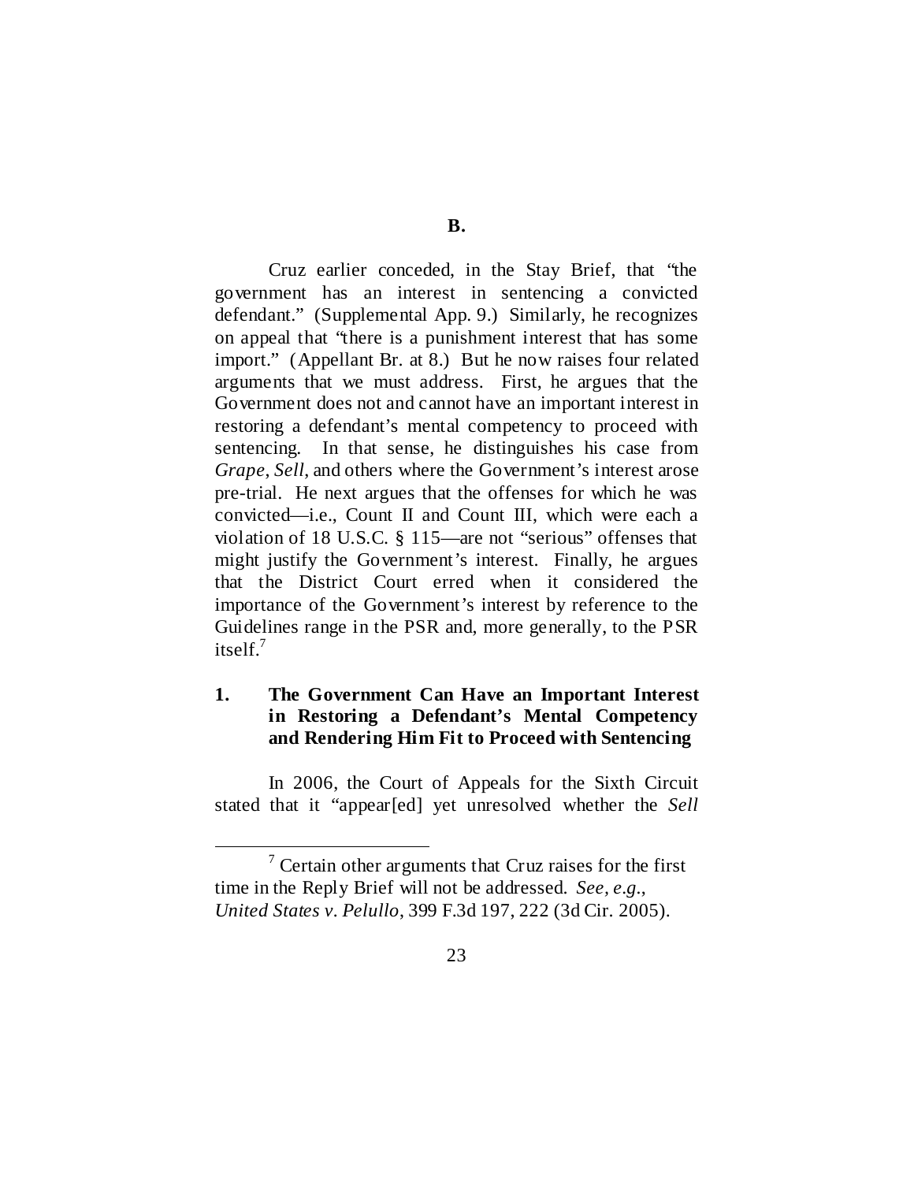## B.

Cruz earlier conceded, in the Stay Brief, that "the government has an interest in sentencing a convicted defendant." (Supplemental App. 9.) Similarly, he recognizes on appeal that "there is a punishment interest that has some import." (Appellant Br. at 8.) But he now raises four related arguments that we must address. First, he argues that the Government does not and cannot have an important interest in restoring a defendant's mental competency to proceed with sentencing. In that sense, he distinguishes his case from *Grape*, *Sell*, and others where the Government's interest arose pre-trial. He next argues that the offenses for which he was convicted—i.e., Count II and Count III, which were each a violation of 18 U.S.C. § 115—are not "serious" offenses that might justify the Government's interest. Finally, he argues that the District Court erred when it considered the importance of the Government's interest by reference to the Guidelines range in the PSR and, more generally, to the PSR itself.[7]

### 1. The Government Can Have an Important Interest in Restoring a Defendant's Mental Competency and Rendering Him Fit to Proceed with Sentencing

In 2006, the Court of Appeals for the Sixth Circuit stated that it "appear[ed] yet unresolved whether the *Sell*

[7] Certain other arguments that Cruz raises for the first time in the Reply Brief will not be addressed. *See, e.g.*, *United States v. Pelullo*, 399 F.3d 197, 222 (3d Cir. 2005).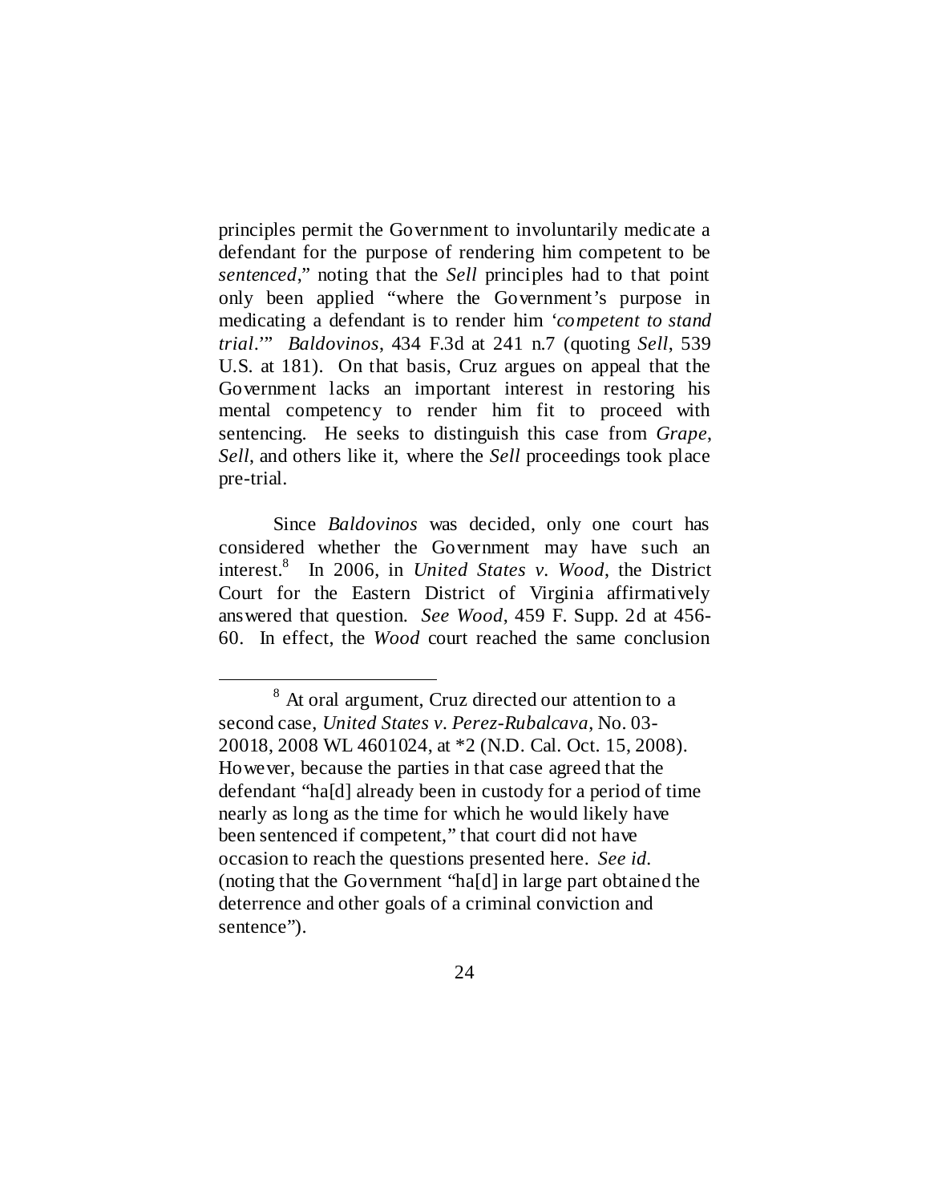principles permit the Government to involuntarily medicate a defendant for the purpose of rendering him competent to be *sentenced*," noting that the *Sell* principles had to that point only been applied "where the Government's purpose in medicating a defendant is to render him '*competent to stand trial*.'" *Baldovinos*, 434 F.3d at 241 n.7 (quoting *Sell*, 539 U.S. at 181). On that basis, Cruz argues on appeal that the Government lacks an important interest in restoring his mental competency to render him fit to proceed with sentencing. He seeks to distinguish this case from *Grape*, *Sell*, and others like it, where the *Sell* proceedings took place pre-trial.

Since *Baldovinos* was decided, only one court has considered whether the Government may have such an interest.[8] In 2006, in *United States v. Wood*, the District Court for the Eastern District of Virginia affirmatively answered that question. *See Wood*, 459 F. Supp. 2d at 456-60. In effect, the *Wood* court reached the same conclusion

---

[8] At oral argument, Cruz directed our attention to a second case, *United States v. Perez-Rubalcava*, No. 03-20018, 2008 WL 4601024, at *2 (N.D. Cal. Oct. 15, 2008). However, because the parties in that case agreed that the defendant "ha[d] already been in custody for a period of time nearly as long as the time for which he would likely have been sentenced if competent," that court did not have occasion to reach the questions presented here. *See id.* (noting that the Government "ha[d] in large part obtained the deterrence and other goals of a criminal conviction and sentence").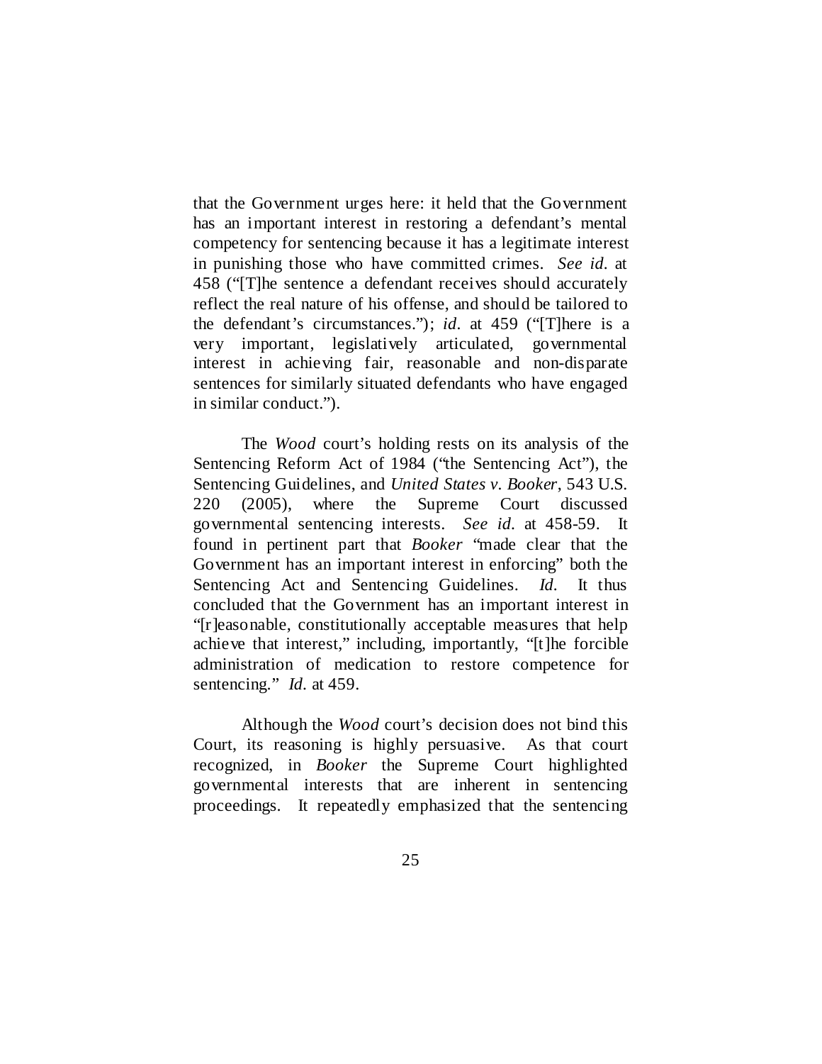that the Government urges here: it held that the Government has an important interest in restoring a defendant's mental competency for sentencing because it has a legitimate interest in punishing those who have committed crimes. *See id.* at 458 ("[T]he sentence a defendant receives should accurately reflect the real nature of his offense, and should be tailored to the defendant's circumstances."); *id.* at 459 ("[T]here is a very important, legislatively articulated, governmental interest in achieving fair, reasonable and non-disparate sentences for similarly situated defendants who have engaged in similar conduct.").

The *Wood* court's holding rests on its analysis of the Sentencing Reform Act of 1984 ("the Sentencing Act"), the Sentencing Guidelines, and *United States v. Booker*, 543 U.S. 220 (2005), where the Supreme Court discussed governmental sentencing interests. *See id.* at 458-59. It found in pertinent part that *Booker* "made clear that the Government has an important interest in enforcing" both the Sentencing Act and Sentencing Guidelines. *Id.* It thus concluded that the Government has an important interest in "[r]easonable, constitutionally acceptable measures that help achieve that interest," including, importantly, "[t]he forcible administration of medication to restore competence for sentencing." *Id.* at 459.

Although the *Wood* court's decision does not bind this Court, its reasoning is highly persuasive. As that court recognized, in *Booker* the Supreme Court highlighted governmental interests that are inherent in sentencing proceedings. It repeatedly emphasized that the sentencing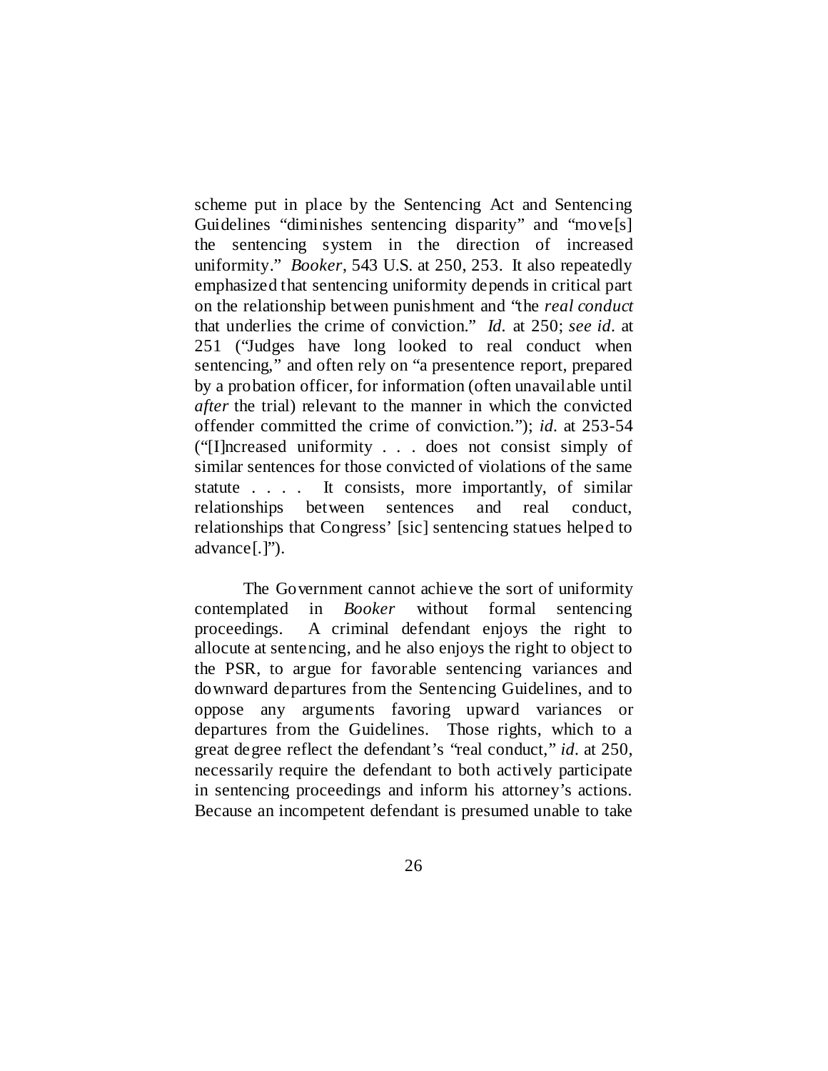scheme put in place by the Sentencing Act and Sentencing Guidelines "diminishes sentencing disparity" and "move[s] the sentencing system in the direction of increased uniformity." *Booker*, 543 U.S. at 250, 253. It also repeatedly emphasized that sentencing uniformity depends in critical part on the relationship between punishment and "the *real conduct* that underlies the crime of conviction." *Id.* at 250; *see id.* at 251 ("Judges have long looked to real conduct when sentencing," and often rely on "a presentence report, prepared by a probation officer, for information (often unavailable until *after* the trial) relevant to the manner in which the convicted offender committed the crime of conviction."); *id.* at 253-54 ("[I]ncreased uniformity . . . does not consist simply of similar sentences for those convicted of violations of the same statute . . . . It consists, more importantly, of similar relationships between sentences and real conduct, relationships that Congress' [sic] sentencing statues helped to advance[.]").

The Government cannot achieve the sort of uniformity contemplated in *Booker* without formal sentencing proceedings. A criminal defendant enjoys the right to allocute at sentencing, and he also enjoys the right to object to the PSR, to argue for favorable sentencing variances and downward departures from the Sentencing Guidelines, and to oppose any arguments favoring upward variances or departures from the Guidelines. Those rights, which to a great degree reflect the defendant's "real conduct," *id.* at 250, necessarily require the defendant to both actively participate in sentencing proceedings and inform his attorney's actions. Because an incompetent defendant is presumed unable to take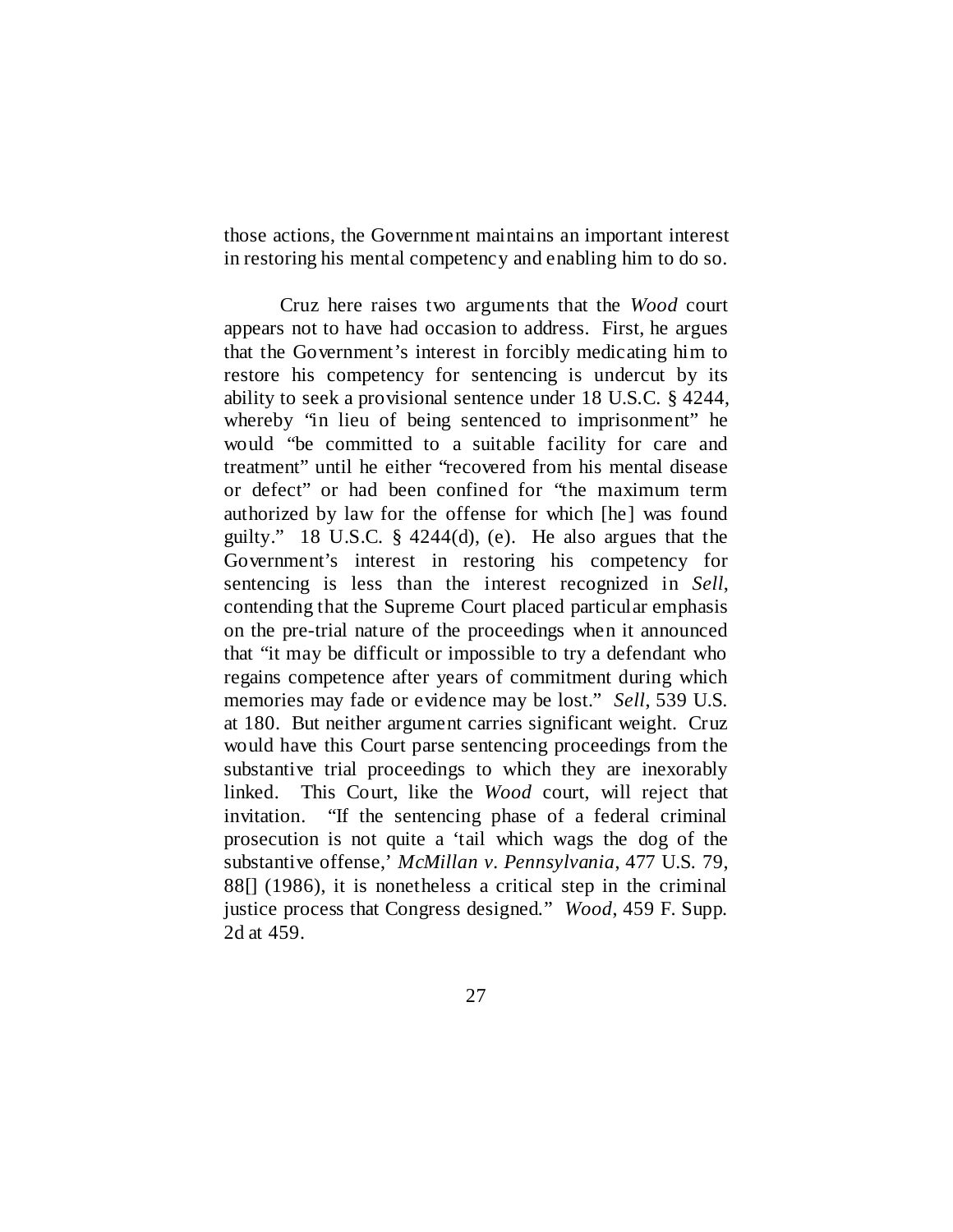those actions, the Government maintains an important interest in restoring his mental competency and enabling him to do so.

Cruz here raises two arguments that the *Wood* court appears not to have had occasion to address. First, he argues that the Government's interest in forcibly medicating him to restore his competency for sentencing is undercut by its ability to seek a provisional sentence under 18 U.S.C. § 4244, whereby "in lieu of being sentenced to imprisonment" he would "be committed to a suitable facility for care and treatment" until he either "recovered from his mental disease or defect" or had been confined for "the maximum term authorized by law for the offense for which [he] was found guilty." 18 U.S.C. § 4244(d), (e). He also argues that the Government's interest in restoring his competency for sentencing is less than the interest recognized in *Sell*, contending that the Supreme Court placed particular emphasis on the pre-trial nature of the proceedings when it announced that "it may be difficult or impossible to try a defendant who regains competence after years of commitment during which memories may fade or evidence may be lost." *Sell*, 539 U.S. at 180. But neither argument carries significant weight. Cruz would have this Court parse sentencing proceedings from the substantive trial proceedings to which they are inexorably linked. This Court, like the *Wood* court, will reject that invitation. "If the sentencing phase of a federal criminal prosecution is not quite a 'tail which wags the dog of the substantive offense,' *McMillan v. Pennsylvania*, 477 U.S. 79, 88[] (1986), it is nonetheless a critical step in the criminal justice process that Congress designed." *Wood*, 459 F. Supp. 2d at 459.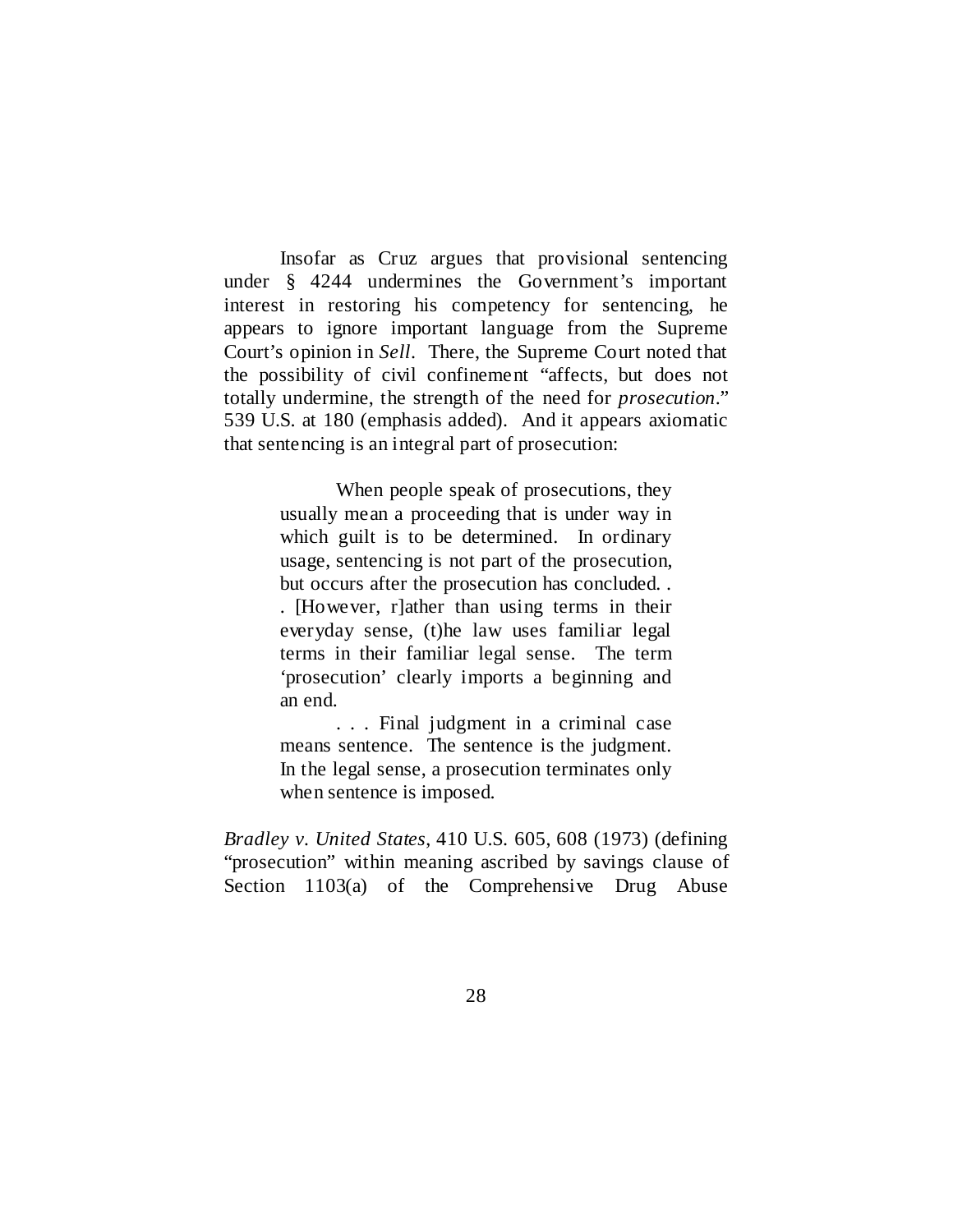Insofar as Cruz argues that provisional sentencing under § 4244 undermines the Government's important interest in restoring his competency for sentencing, he appears to ignore important language from the Supreme Court's opinion in *Sell*. There, the Supreme Court noted that the possibility of civil confinement "affects, but does not totally undermine, the strength of the need for *prosecution*." 539 U.S. at 180 (emphasis added). And it appears axiomatic that sentencing is an integral part of prosecution:

> When people speak of prosecutions, they usually mean a proceeding that is under way in which guilt is to be determined. In ordinary usage, sentencing is not part of the prosecution, but occurs after the prosecution has concluded. . . . [However, r]ather than using terms in their everyday sense, (t)he law uses familiar legal terms in their familiar legal sense. The term 'prosecution' clearly imports a beginning and an end.
>
> . . . Final judgment in a criminal case means sentence. The sentence is the judgment. In the legal sense, a prosecution terminates only when sentence is imposed.

*Bradley v. United States*, 410 U.S. 605, 608 (1973) (defining "prosecution" within meaning ascribed by savings clause of Section 1103(a) of the Comprehensive Drug Abuse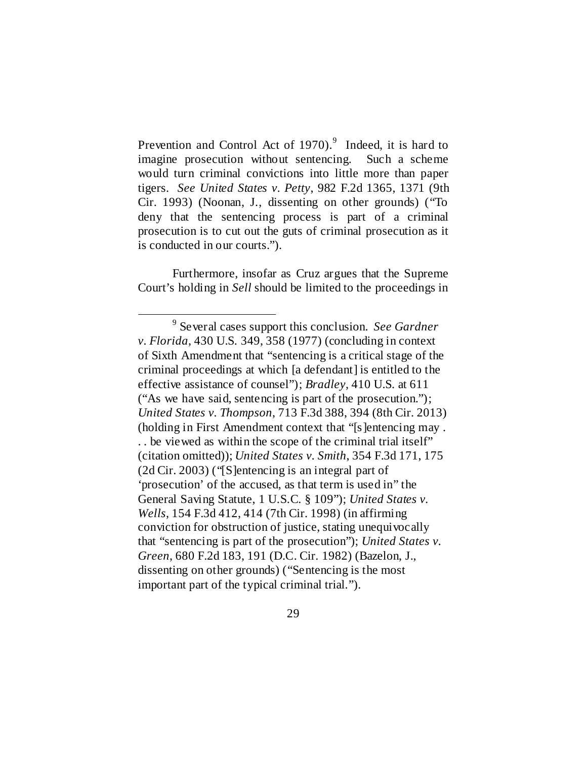Prevention and Control Act of 1970).[9] Indeed, it is hard to imagine prosecution without sentencing. Such a scheme would turn criminal convictions into little more than paper tigers. *See United States v. Petty*, 982 F.2d 1365, 1371 (9th Cir. 1993) (Noonan, J., dissenting on other grounds) ("To deny that the sentencing process is part of a criminal prosecution is to cut out the guts of criminal prosecution as it is conducted in our courts.").

Furthermore, insofar as Cruz argues that the Supreme Court's holding in *Sell* should be limited to the proceedings in

---

[9] Several cases support this conclusion. *See Gardner v. Florida*, 430 U.S. 349, 358 (1977) (concluding in context of Sixth Amendment that "sentencing is a critical stage of the criminal proceedings at which [a defendant] is entitled to the effective assistance of counsel"); *Bradley*, 410 U.S. at 611 ("As we have said, sentencing is part of the prosecution."); *United States v. Thompson*, 713 F.3d 388, 394 (8th Cir. 2013) (holding in First Amendment context that "[s]entencing may . . . be viewed as within the scope of the criminal trial itself" (citation omitted)); *United States v. Smith*, 354 F.3d 171, 175 (2d Cir. 2003) ("[S]entencing is an integral part of 'prosecution' of the accused, as that term is used in" the General Saving Statute, 1 U.S.C. § 109"); *United States v. Wells*, 154 F.3d 412, 414 (7th Cir. 1998) (in affirming conviction for obstruction of justice, stating unequivocally that "sentencing is part of the prosecution"); *United States v. Green*, 680 F.2d 183, 191 (D.C. Cir. 1982) (Bazelon, J., dissenting on other grounds) ("Sentencing is the most important part of the typical criminal trial.").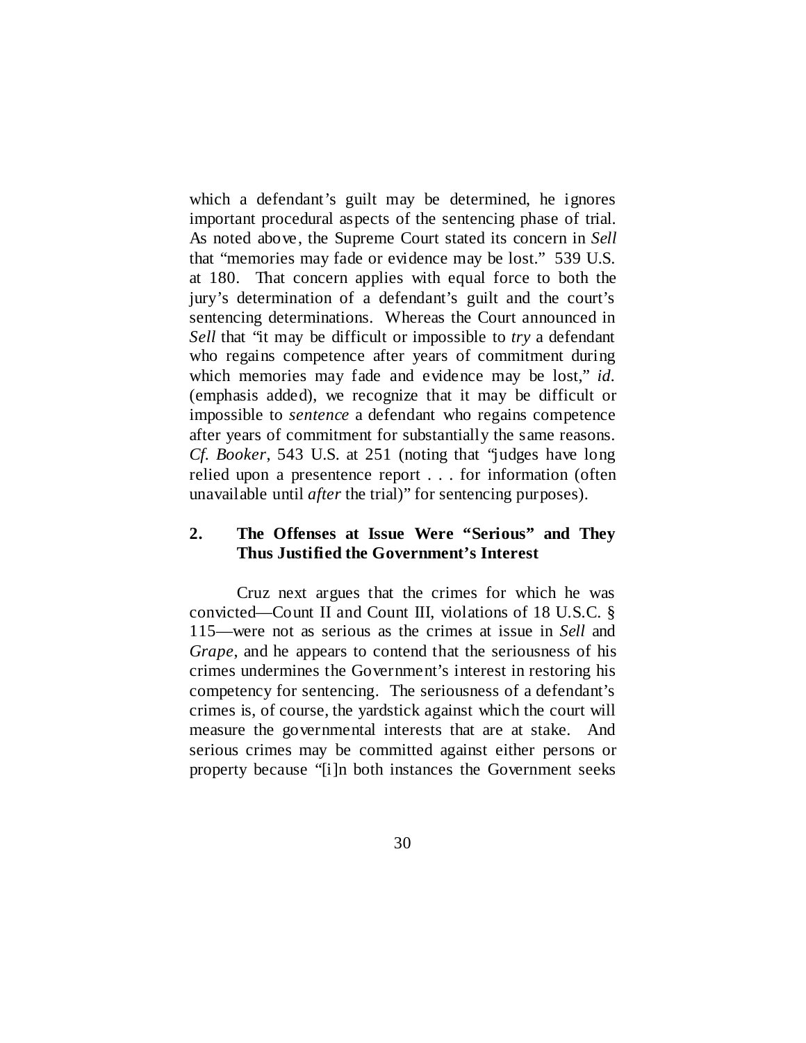which a defendant's guilt may be determined, he ignores important procedural aspects of the sentencing phase of trial. As noted above, the Supreme Court stated its concern in *Sell* that "memories may fade or evidence may be lost." 539 U.S. at 180. That concern applies with equal force to both the jury's determination of a defendant's guilt and the court's sentencing determinations. Whereas the Court announced in *Sell* that "it may be difficult or impossible to *try* a defendant who regains competence after years of commitment during which memories may fade and evidence may be lost," *id.* (emphasis added), we recognize that it may be difficult or impossible to *sentence* a defendant who regains competence after years of commitment for substantially the same reasons. *Cf. Booker*, 543 U.S. at 251 (noting that "judges have long relied upon a presentence report . . . for information (often unavailable until *after* the trial)" for sentencing purposes).

### 2. The Offenses at Issue Were "Serious" and They Thus Justified the Government's Interest

Cruz next argues that the crimes for which he was convicted—Count II and Count III, violations of 18 U.S.C. § 115—were not as serious as the crimes at issue in *Sell* and *Grape*, and he appears to contend that the seriousness of his crimes undermines the Government's interest in restoring his competency for sentencing. The seriousness of a defendant's crimes is, of course, the yardstick against which the court will measure the governmental interests that are at stake. And serious crimes may be committed against either persons or property because "[i]n both instances the Government seeks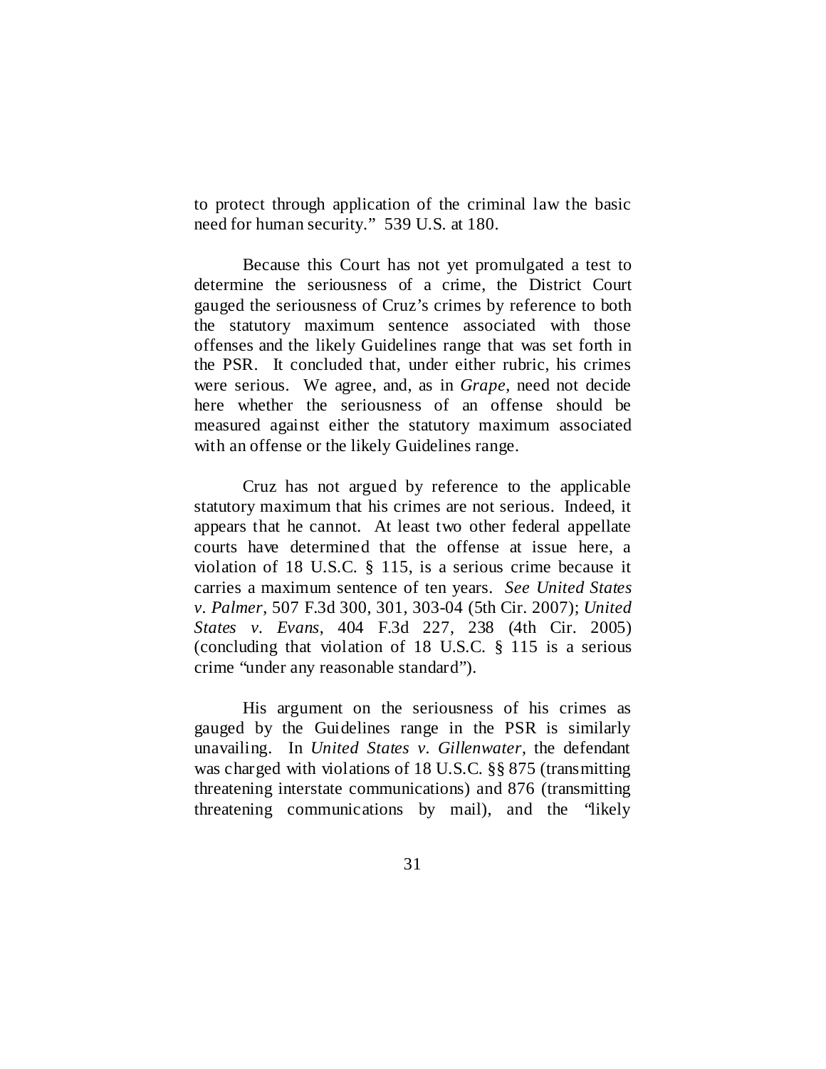to protect through application of the criminal law the basic need for human security." 539 U.S. at 180.

Because this Court has not yet promulgated a test to determine the seriousness of a crime, the District Court gauged the seriousness of Cruz's crimes by reference to both the statutory maximum sentence associated with those offenses and the likely Guidelines range that was set forth in the PSR. It concluded that, under either rubric, his crimes were serious. We agree, and, as in *Grape*, need not decide here whether the seriousness of an offense should be measured against either the statutory maximum associated with an offense or the likely Guidelines range.

Cruz has not argued by reference to the applicable statutory maximum that his crimes are not serious. Indeed, it appears that he cannot. At least two other federal appellate courts have determined that the offense at issue here, a violation of 18 U.S.C. § 115, is a serious crime because it carries a maximum sentence of ten years. *See United States v. Palmer*, 507 F.3d 300, 301, 303-04 (5th Cir. 2007); *United States v. Evans*, 404 F.3d 227, 238 (4th Cir. 2005) (concluding that violation of 18 U.S.C. § 115 is a serious crime "under any reasonable standard").

His argument on the seriousness of his crimes as gauged by the Guidelines range in the PSR is similarly unavailing. In *United States v. Gillenwater*, the defendant was charged with violations of 18 U.S.C. §§ 875 (transmitting threatening interstate communications) and 876 (transmitting threatening communications by mail), and the "likely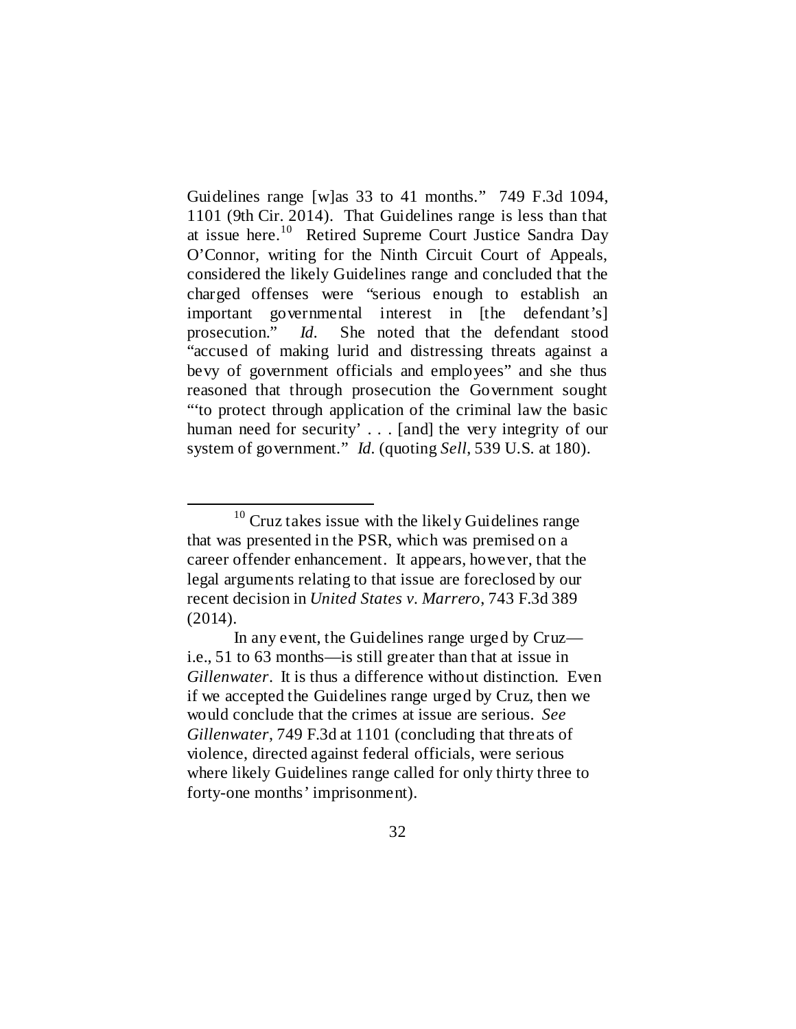Guidelines range [w]as 33 to 41 months." 749 F.3d 1094, 1101 (9th Cir. 2014). That Guidelines range is less than that at issue here.[10] Retired Supreme Court Justice Sandra Day O'Connor, writing for the Ninth Circuit Court of Appeals, considered the likely Guidelines range and concluded that the charged offenses were "serious enough to establish an important governmental interest in [the defendant's] prosecution." *Id.* She noted that the defendant stood "accused of making lurid and distressing threats against a bevy of government officials and employees" and she thus reasoned that through prosecution the Government sought "'to protect through application of the criminal law the basic human need for security' . . . [and] the very integrity of our system of government." *Id.* (quoting *Sell*, 539 U.S. at 180).

---

[10] Cruz takes issue with the likely Guidelines range that was presented in the PSR, which was premised on a career offender enhancement. It appears, however, that the legal arguments relating to that issue are foreclosed by our recent decision in *United States v. Marrero*, 743 F.3d 389 (2014).

In any event, the Guidelines range urged by Cruz—i.e., 51 to 63 months—is still greater than that at issue in *Gillenwater*. It is thus a difference without distinction. Even if we accepted the Guidelines range urged by Cruz, then we would conclude that the crimes at issue are serious. *See Gillenwater*, 749 F.3d at 1101 (concluding that threats of violence, directed against federal officials, were serious where likely Guidelines range called for only thirty three to forty-one months' imprisonment).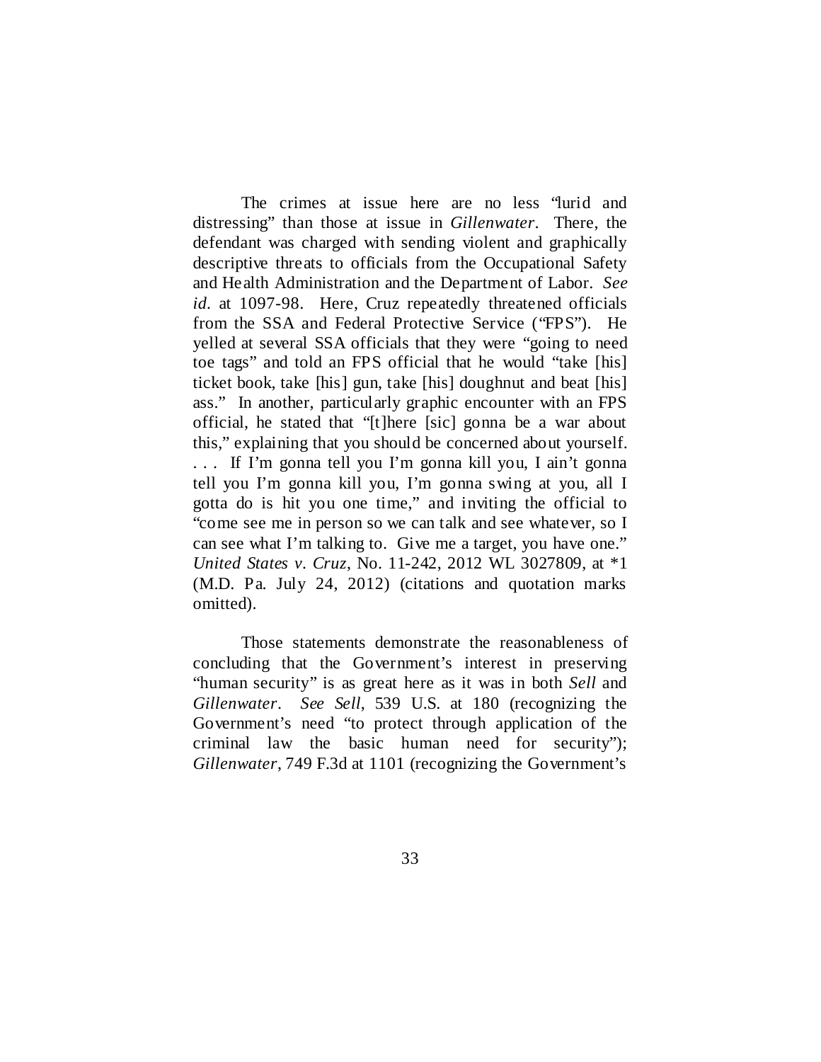The crimes at issue here are no less "lurid and distressing" than those at issue in *Gillenwater*. There, the defendant was charged with sending violent and graphically descriptive threats to officials from the Occupational Safety and Health Administration and the Department of Labor. *See id*. at 1097-98. Here, Cruz repeatedly threatened officials from the SSA and Federal Protective Service ("FPS"). He yelled at several SSA officials that they were "going to need toe tags" and told an FPS official that he would "take [his] ticket book, take [his] gun, take [his] doughnut and beat [his] ass." In another, particularly graphic encounter with an FPS official, he stated that "[t]here [sic] gonna be a war about this," explaining that you should be concerned about yourself. . . . If I'm gonna tell you I'm gonna kill you, I ain't gonna tell you I'm gonna kill you, I'm gonna swing at you, all I gotta do is hit you one time," and inviting the official to "come see me in person so we can talk and see whatever, so I can see what I'm talking to. Give me a target, you have one." *United States v. Cruz*, No. 11-242, 2012 WL 3027809, at *1 (M.D. Pa. July 24, 2012) (citations and quotation marks omitted).

Those statements demonstrate the reasonableness of concluding that the Government's interest in preserving "human security" is as great here as it was in both *Sell* and *Gillenwater*. *See Sell*, 539 U.S. at 180 (recognizing the Government's need "to protect through application of the criminal law the basic human need for security"); *Gillenwater*, 749 F.3d at 1101 (recognizing the Government's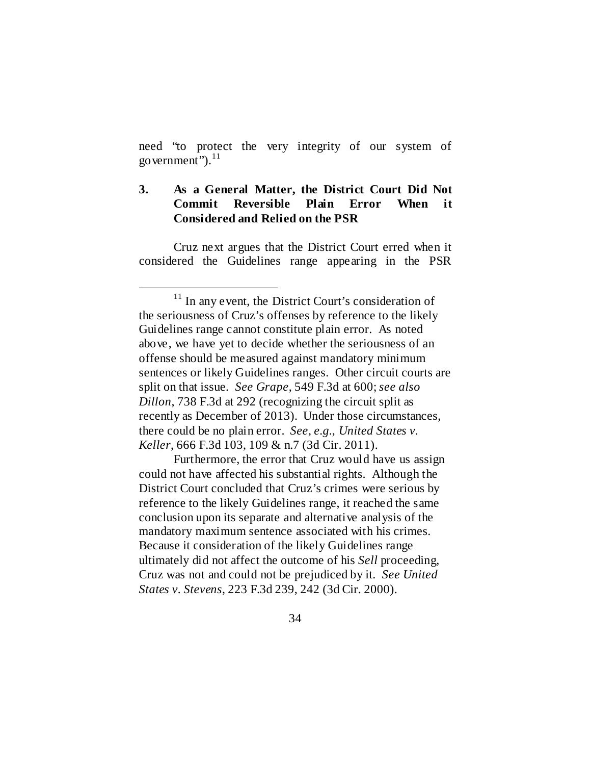need "to protect the very integrity of our system of government").[11]

### 3. As a General Matter, the District Court Did Not Commit Reversible Plain Error When it Considered and Relied on the PSR

Cruz next argues that the District Court erred when it considered the Guidelines range appearing in the PSR

---

[11] In any event, the District Court's consideration of the seriousness of Cruz's offenses by reference to the likely Guidelines range cannot constitute plain error. As noted above, we have yet to decide whether the seriousness of an offense should be measured against mandatory minimum sentences or likely Guidelines ranges. Other circuit courts are split on that issue. *See Grape*, 549 F.3d at 600; *see also Dillon*, 738 F.3d at 292 (recognizing the circuit split as recently as December of 2013). Under those circumstances, there could be no plain error. *See, e.g.*, *United States v. Keller*, 666 F.3d 103, 109 & n.7 (3d Cir. 2011).

Furthermore, the error that Cruz would have us assign could not have affected his substantial rights. Although the District Court concluded that Cruz's crimes were serious by reference to the likely Guidelines range, it reached the same conclusion upon its separate and alternative analysis of the mandatory maximum sentence associated with his crimes. Because it consideration of the likely Guidelines range ultimately did not affect the outcome of his *Sell* proceeding, Cruz was not and could not be prejudiced by it. *See United States v. Stevens*, 223 F.3d 239, 242 (3d Cir. 2000).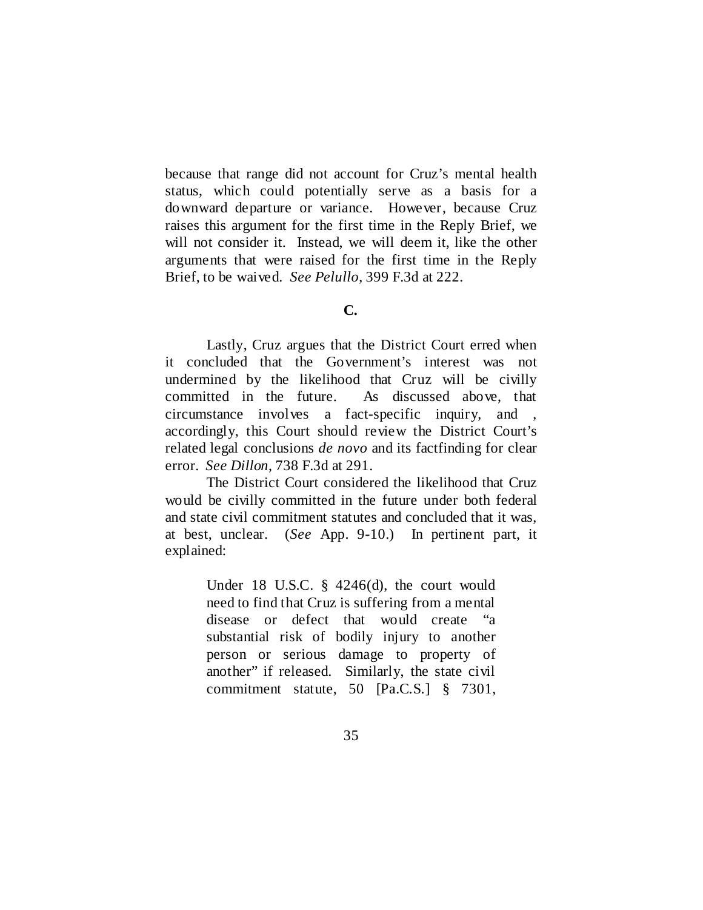because that range did not account for Cruz's mental health status, which could potentially serve as a basis for a downward departure or variance. However, because Cruz raises this argument for the first time in the Reply Brief, we will not consider it. Instead, we will deem it, like the other arguments that were raised for the first time in the Reply Brief, to be waived. *See Pelullo*, 399 F.3d at 222.

**C.**

Lastly, Cruz argues that the District Court erred when it concluded that the Government's interest was not undermined by the likelihood that Cruz will be civilly committed in the future. As discussed above, that circumstance involves a fact-specific inquiry, and , accordingly, this Court should review the District Court's related legal conclusions *de novo* and its factfinding for clear error. *See Dillon*, 738 F.3d at 291.

The District Court considered the likelihood that Cruz would be civilly committed in the future under both federal and state civil commitment statutes and concluded that it was, at best, unclear. (*See* App. 9-10.) In pertinent part, it explained:

> Under 18 U.S.C. § 4246(d), the court would need to find that Cruz is suffering from a mental disease or defect that would create "a substantial risk of bodily injury to another person or serious damage to property of another" if released. Similarly, the state civil commitment statute, 50 [Pa.C.S.] § 7301,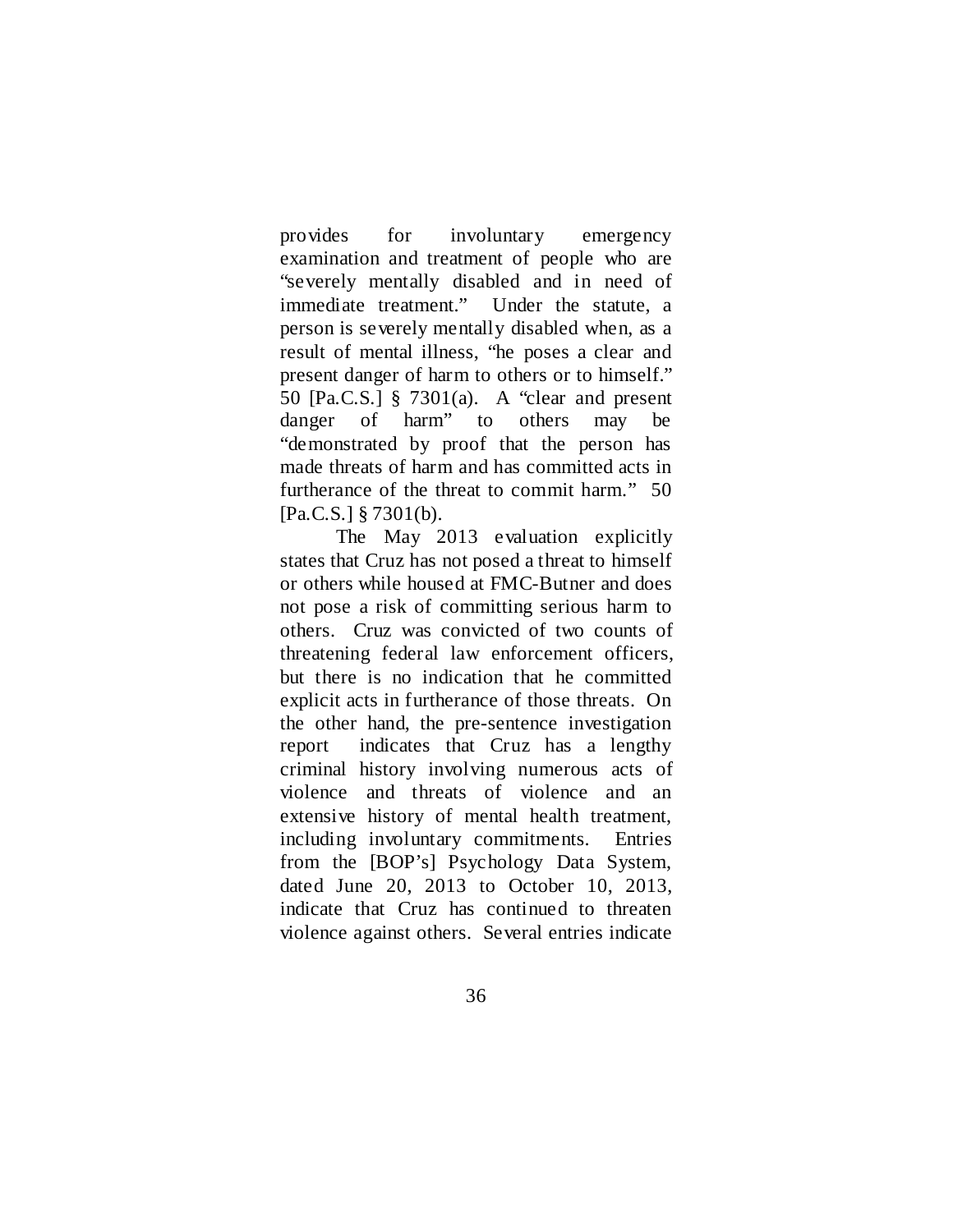provides for involuntary emergency examination and treatment of people who are "severely mentally disabled and in need of immediate treatment." Under the statute, a person is severely mentally disabled when, as a result of mental illness, "he poses a clear and present danger of harm to others or to himself." 50 [Pa.C.S.] § 7301(a). A "clear and present danger of harm" to others may be "demonstrated by proof that the person has made threats of harm and has committed acts in furtherance of the threat to commit harm." 50 [Pa.C.S.] § 7301(b).

The May 2013 evaluation explicitly states that Cruz has not posed a threat to himself or others while housed at FMC-Butner and does not pose a risk of committing serious harm to others. Cruz was convicted of two counts of threatening federal law enforcement officers, but there is no indication that he committed explicit acts in furtherance of those threats. On the other hand, the pre-sentence investigation report indicates that Cruz has a lengthy criminal history involving numerous acts of violence and threats of violence and an extensive history of mental health treatment, including involuntary commitments. Entries from the [BOP's] Psychology Data System, dated June 20, 2013 to October 10, 2013, indicate that Cruz has continued to threaten violence against others. Several entries indicate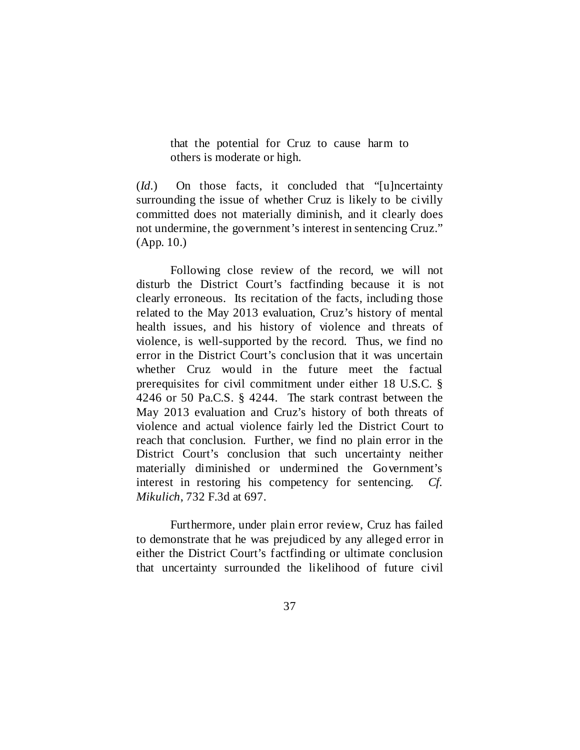> that the potential for Cruz to cause harm to others is moderate or high.

(*Id.*) On those facts, it concluded that "[u]ncertainty surrounding the issue of whether Cruz is likely to be civilly committed does not materially diminish, and it clearly does not undermine, the government's interest in sentencing Cruz." (App. 10.)

Following close review of the record, we will not disturb the District Court's factfinding because it is not clearly erroneous. Its recitation of the facts, including those related to the May 2013 evaluation, Cruz's history of mental health issues, and his history of violence and threats of violence, is well-supported by the record. Thus, we find no error in the District Court's conclusion that it was uncertain whether Cruz would in the future meet the factual prerequisites for civil commitment under either 18 U.S.C. § 4246 or 50 Pa.C.S. § 4244. The stark contrast between the May 2013 evaluation and Cruz's history of both threats of violence and actual violence fairly led the District Court to reach that conclusion. Further, we find no plain error in the District Court's conclusion that such uncertainty neither materially diminished or undermined the Government's interest in restoring his competency for sentencing. *Cf. Mikulich*, 732 F.3d at 697.

Furthermore, under plain error review, Cruz has failed to demonstrate that he was prejudiced by any alleged error in either the District Court's factfinding or ultimate conclusion that uncertainty surrounded the likelihood of future civil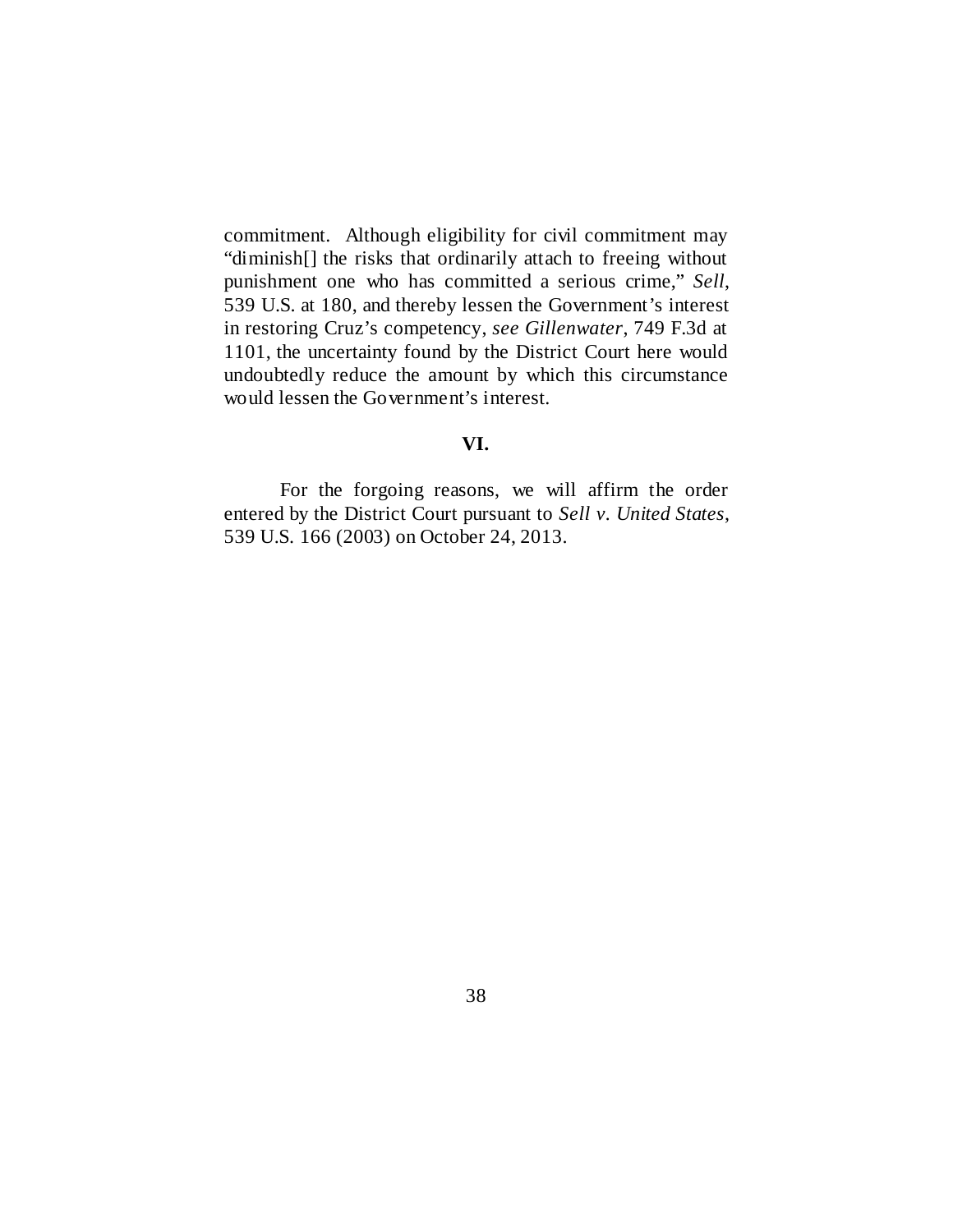commitment. Although eligibility for civil commitment may "diminish[] the risks that ordinarily attach to freeing without punishment one who has committed a serious crime," *Sell*, 539 U.S. at 180, and thereby lessen the Government's interest in restoring Cruz's competency, *see Gillenwater*, 749 F.3d at 1101, the uncertainty found by the District Court here would undoubtedly reduce the amount by which this circumstance would lessen the Government's interest.

## VI.

For the forgoing reasons, we will affirm the order entered by the District Court pursuant to *Sell v. United States*, 539 U.S. 166 (2003) on October 24, 2013.